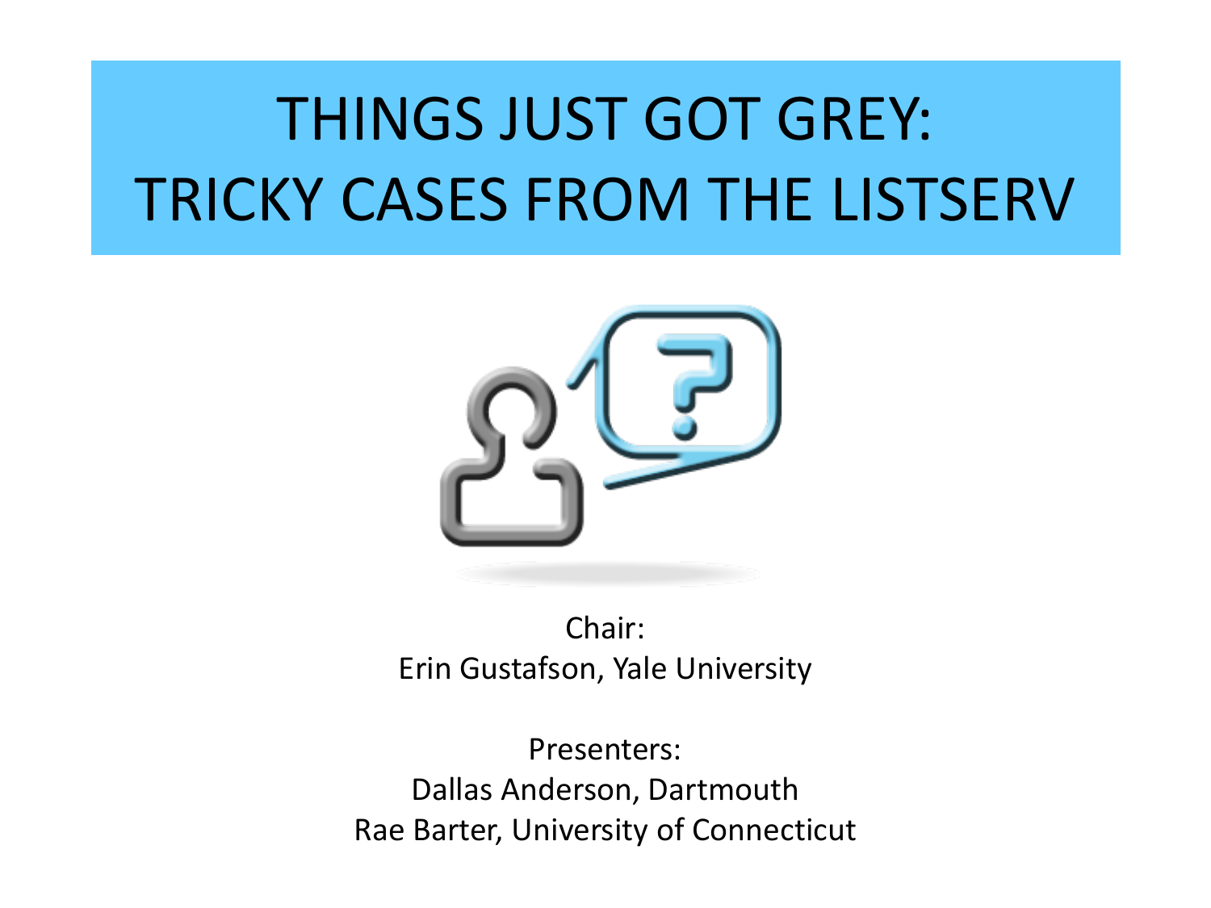# THINGS JUST GOT GREY: TRICKY CASES FROM THE LISTSERV

Chair:
Erin Gustafson, Yale University

Presenters:
Dallas Anderson, Dartmouth
Rae Barter, University of Connecticut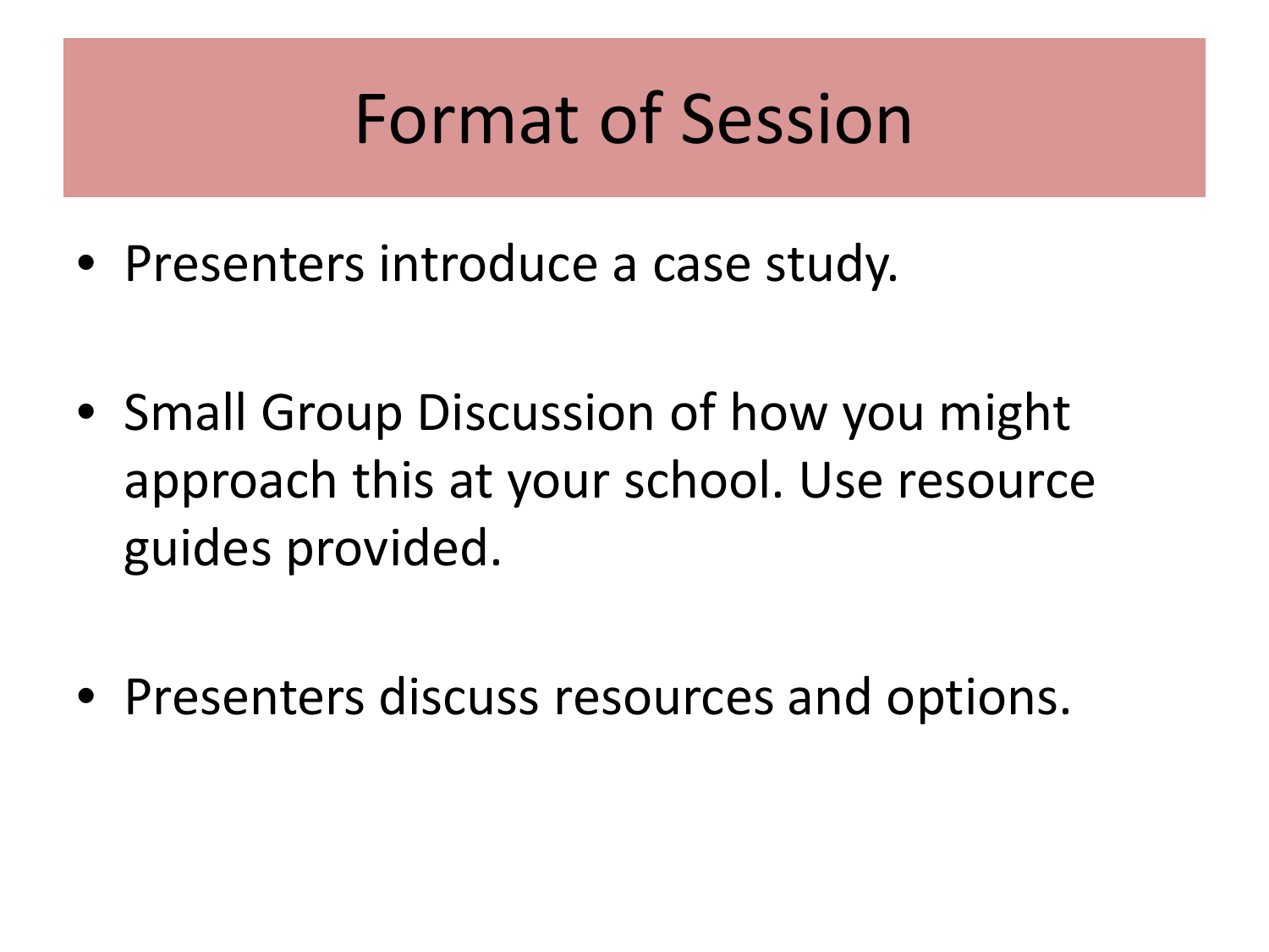# Format of Session

- Presenters introduce a case study.
- Small Group Discussion of how you might approach this at your school. Use resource guides provided.
- Presenters discuss resources and options.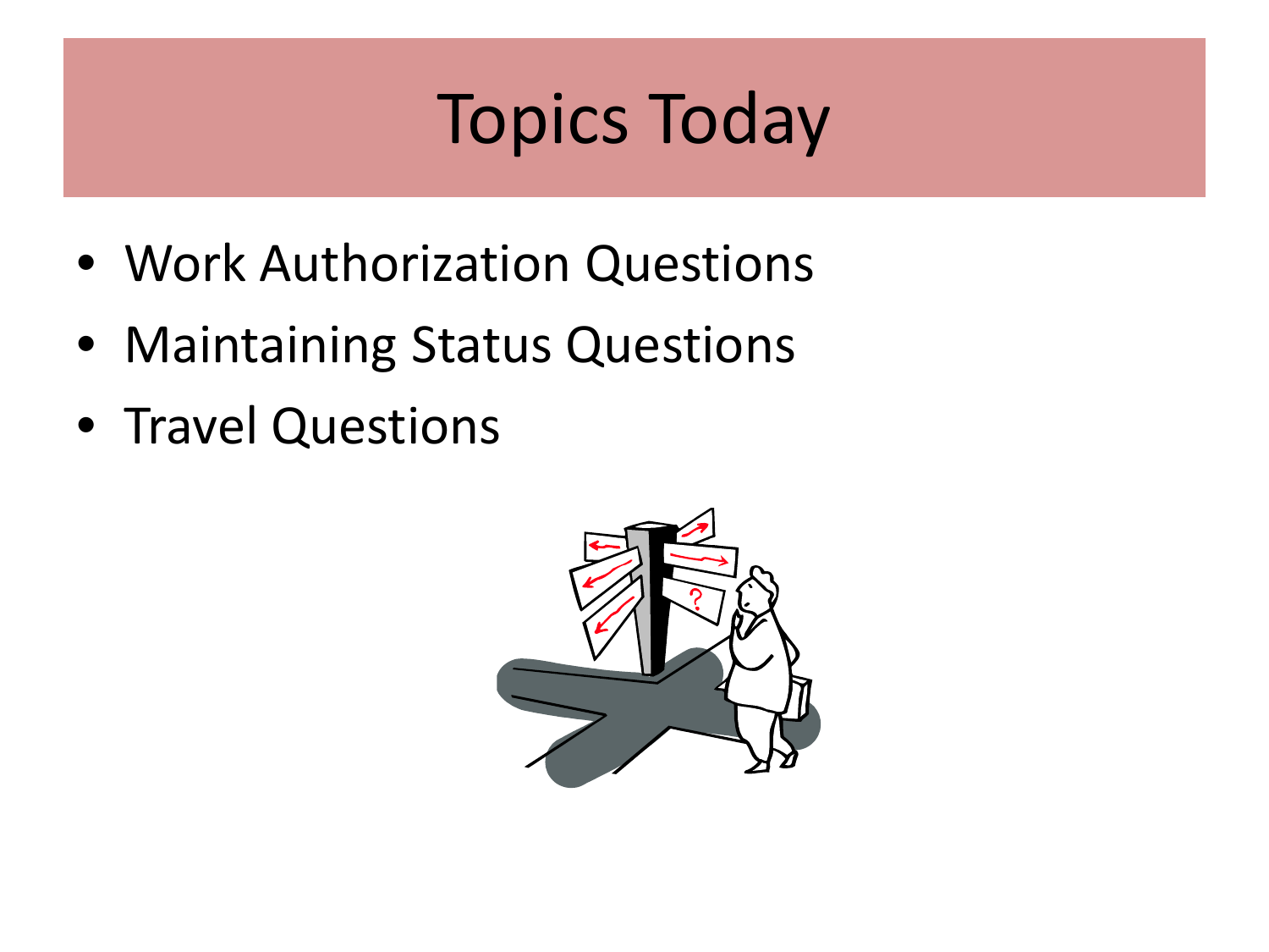# Topics Today

- Work Authorization Questions
- Maintaining Status Questions
- Travel Questions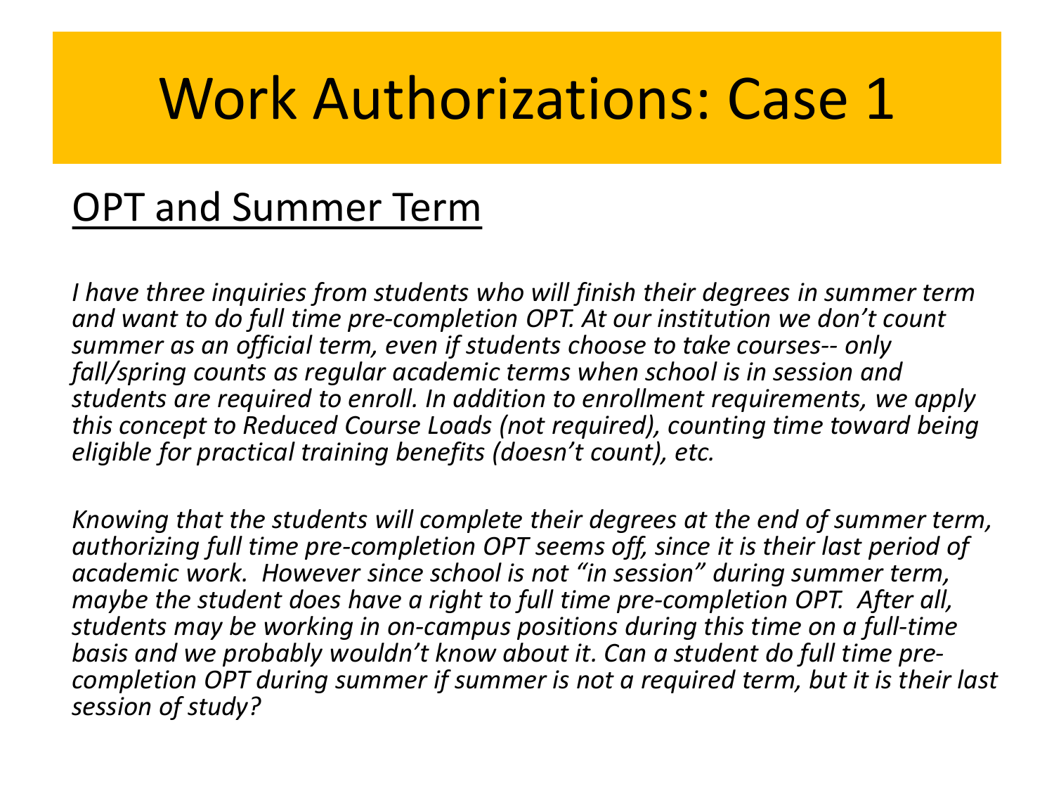# Work Authorizations: Case 1

## <u>OPT and Summer Term</u>

*I have three inquiries from students who will finish their degrees in summer term and want to do full time pre-completion OPT. At our institution we don't count summer as an official term, even if students choose to take courses-- only fall/spring counts as regular academic terms when school is in session and students are required to enroll. In addition to enrollment requirements, we apply this concept to Reduced Course Loads (not required), counting time toward being eligible for practical training benefits (doesn't count), etc.*

*Knowing that the students will complete their degrees at the end of summer term, authorizing full time pre-completion OPT seems off, since it is their last period of academic work. However since school is not "in session" during summer term, maybe the student does have a right to full time pre-completion OPT. After all, students may be working in on-campus positions during this time on a full-time basis and we probably wouldn't know about it. Can a student do full time pre-completion OPT during summer if summer is not a required term, but it is their last session of study?*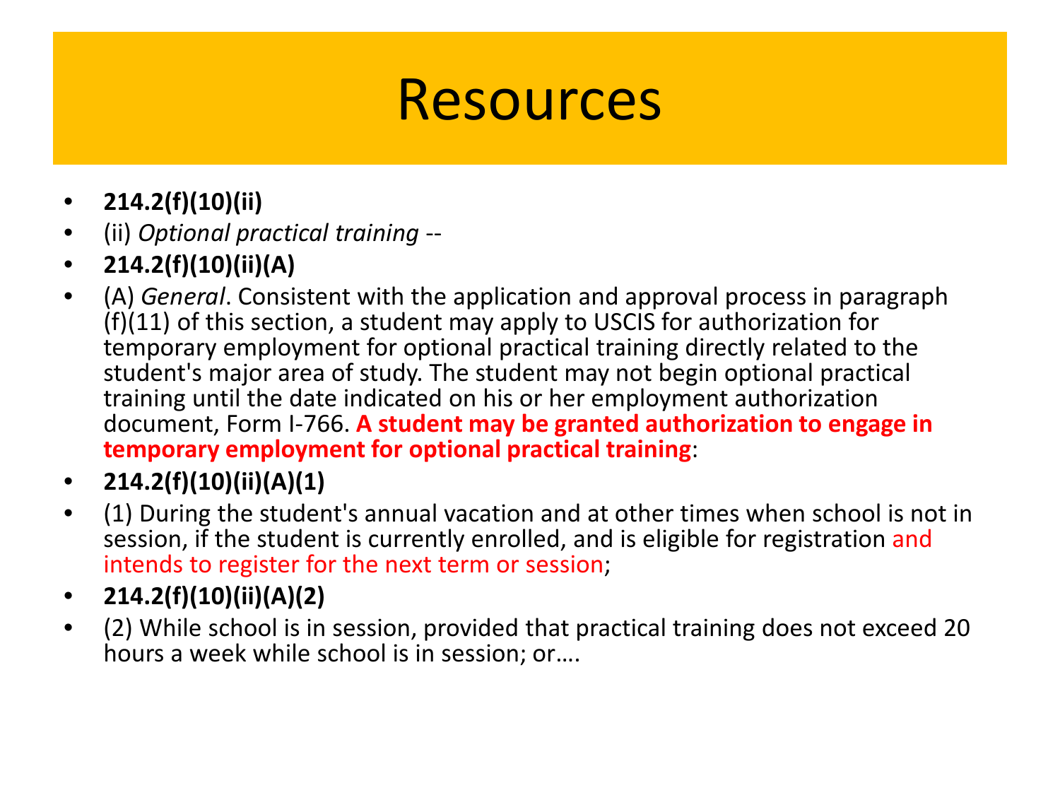# Resources

- **214.2(f)(10)(ii)**
- (ii) *Optional practical training* --
- **214.2(f)(10)(ii)(A)**
- (A) *General*. Consistent with the application and approval process in paragraph (f)(11) of this section, a student may apply to USCIS for authorization for temporary employment for optional practical training directly related to the student's major area of study. The student may not begin optional practical training until the date indicated on his or her employment authorization document, Form I-766. **A student may be granted authorization to engage in temporary employment for optional practical training**:
- **214.2(f)(10)(ii)(A)(1)**
- (1) During the student's annual vacation and at other times when school is not in session, if the student is currently enrolled, and is eligible for registration and intends to register for the next term or session;
- **214.2(f)(10)(ii)(A)(2)**
- (2) While school is in session, provided that practical training does not exceed 20 hours a week while school is in session; or….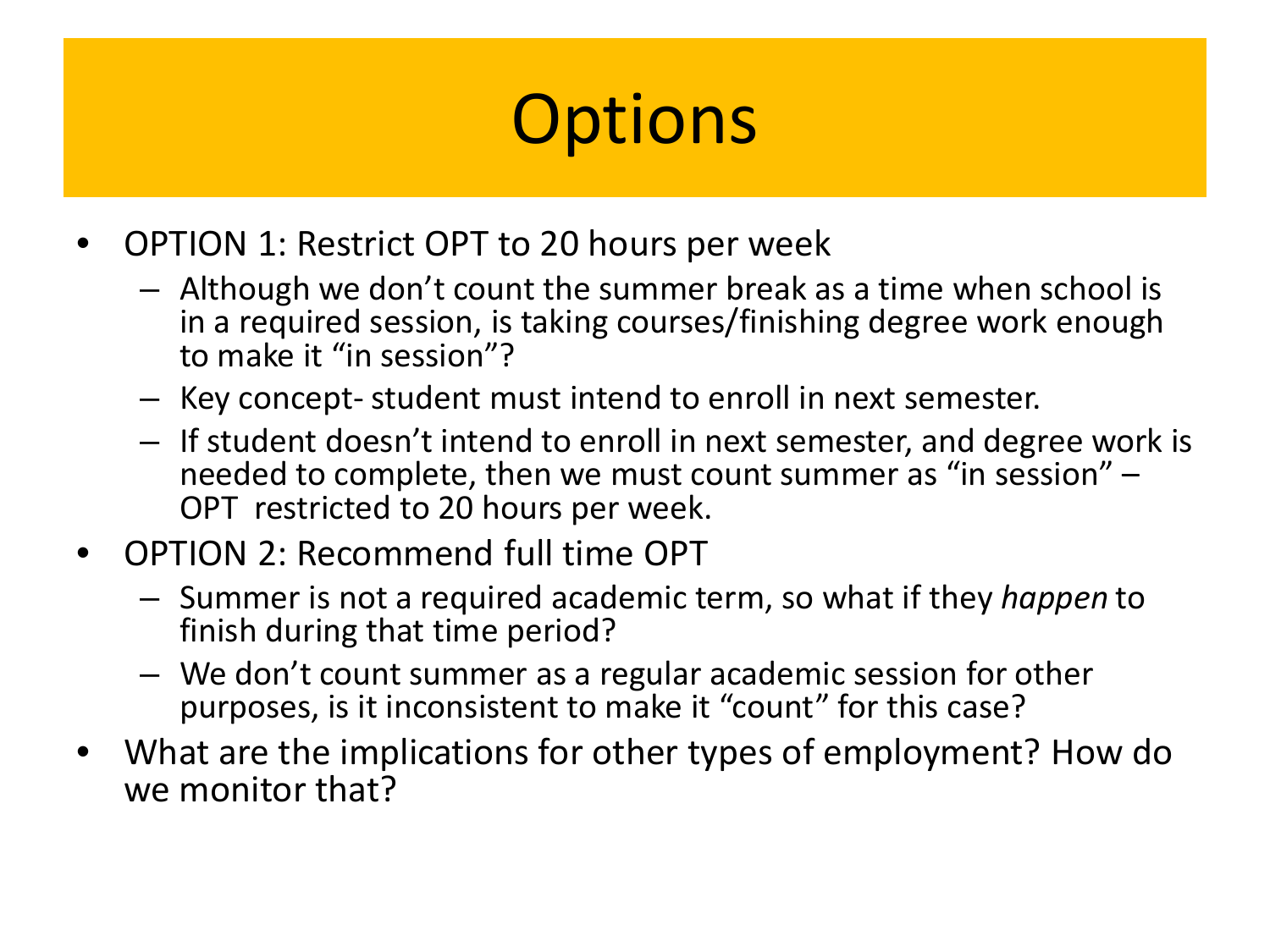# Options

- OPTION 1: Restrict OPT to 20 hours per week
  - Although we don't count the summer break as a time when school is in a required session, is taking courses/finishing degree work enough to make it "in session"?
  - Key concept- student must intend to enroll in next semester.
  - If student doesn't intend to enroll in next semester, and degree work is needed to complete, then we must count summer as "in session" – OPT restricted to 20 hours per week.
- OPTION 2: Recommend full time OPT
  - Summer is not a required academic term, so what if they *happen* to finish during that time period?
  - We don't count summer as a regular academic session for other purposes, is it inconsistent to make it "count" for this case?
- What are the implications for other types of employment? How do we monitor that?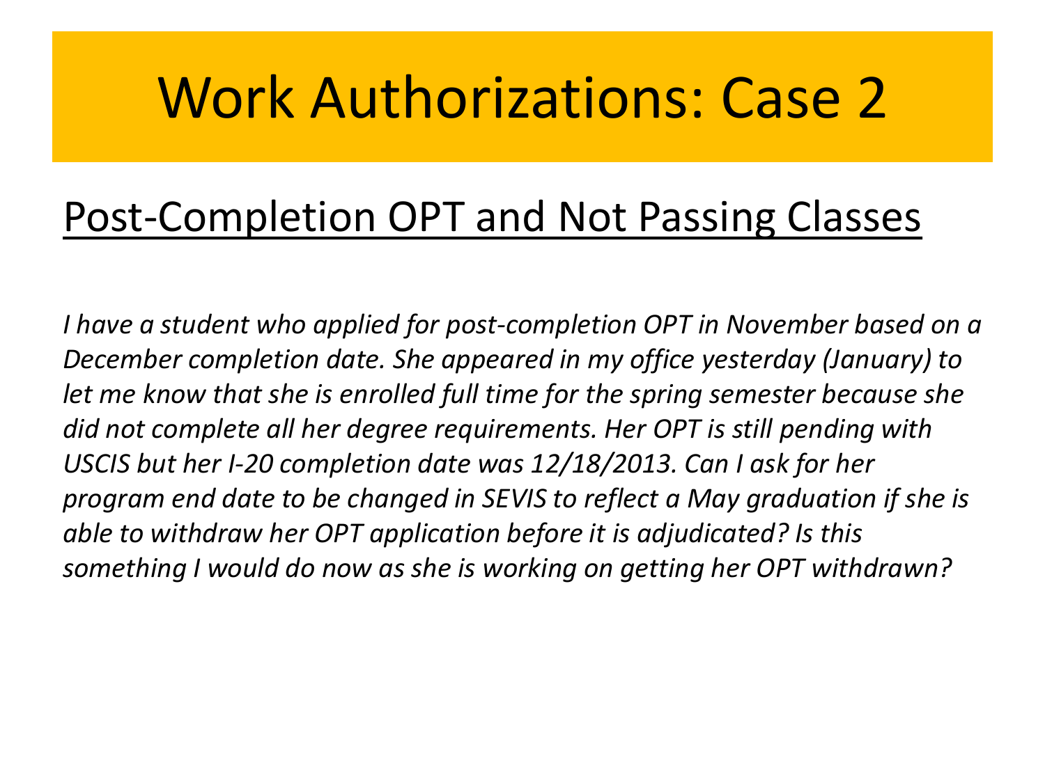# Work Authorizations: Case 2

## Post-Completion OPT and Not Passing Classes

*I have a student who applied for post-completion OPT in November based on a December completion date. She appeared in my office yesterday (January) to let me know that she is enrolled full time for the spring semester because she did not complete all her degree requirements. Her OPT is still pending with USCIS but her I-20 completion date was 12/18/2013. Can I ask for her program end date to be changed in SEVIS to reflect a May graduation if she is able to withdraw her OPT application before it is adjudicated? Is this something I would do now as she is working on getting her OPT withdrawn?*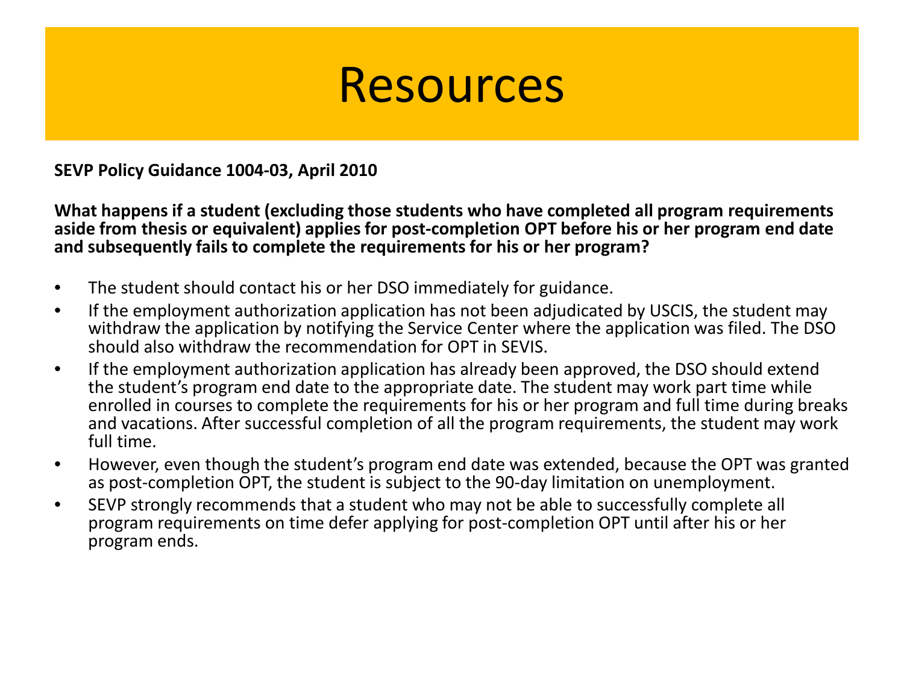# Resources

**SEVP Policy Guidance 1004-03, April 2010**

**What happens if a student (excluding those students who have completed all program requirements aside from thesis or equivalent) applies for post-completion OPT before his or her program end date and subsequently fails to complete the requirements for his or her program?**

- The student should contact his or her DSO immediately for guidance.
- If the employment authorization application has not been adjudicated by USCIS, the student may withdraw the application by notifying the Service Center where the application was filed. The DSO should also withdraw the recommendation for OPT in SEVIS.
- If the employment authorization application has already been approved, the DSO should extend the student's program end date to the appropriate date. The student may work part time while enrolled in courses to complete the requirements for his or her program and full time during breaks and vacations. After successful completion of all the program requirements, the student may work full time.
- However, even though the student's program end date was extended, because the OPT was granted as post-completion OPT, the student is subject to the 90-day limitation on unemployment.
- SEVP strongly recommends that a student who may not be able to successfully complete all program requirements on time defer applying for post-completion OPT until after his or her program ends.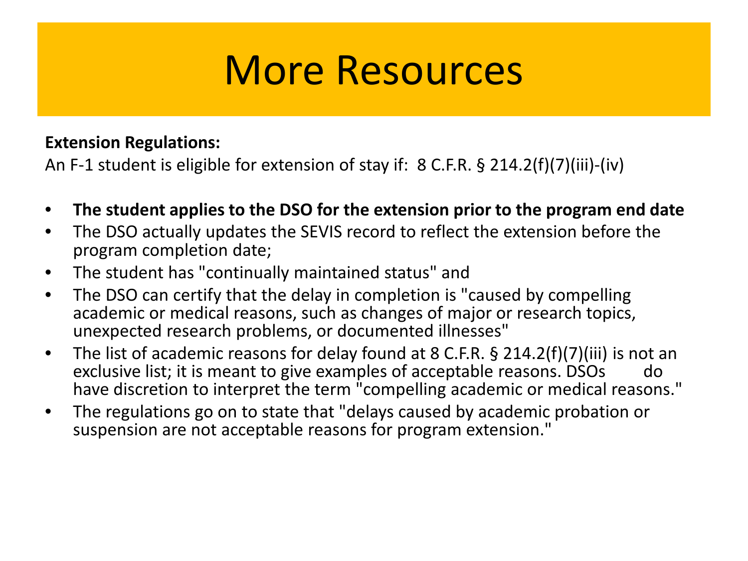# More Resources

**Extension Regulations:**

An F-1 student is eligible for extension of stay if: 8 C.F.R. § 214.2(f)(7)(iii)-(iv)

- **The student applies to the DSO for the extension prior to the program end date**
- The DSO actually updates the SEVIS record to reflect the extension before the program completion date;
- The student has "continually maintained status" and
- The DSO can certify that the delay in completion is "caused by compelling academic or medical reasons, such as changes of major or research topics, unexpected research problems, or documented illnesses"
- The list of academic reasons for delay found at 8 C.F.R. § 214.2(f)(7)(iii) is not an exclusive list; it is meant to give examples of acceptable reasons. DSOs do have discretion to interpret the term "compelling academic or medical reasons."
- The regulations go on to state that "delays caused by academic probation or suspension are not acceptable reasons for program extension."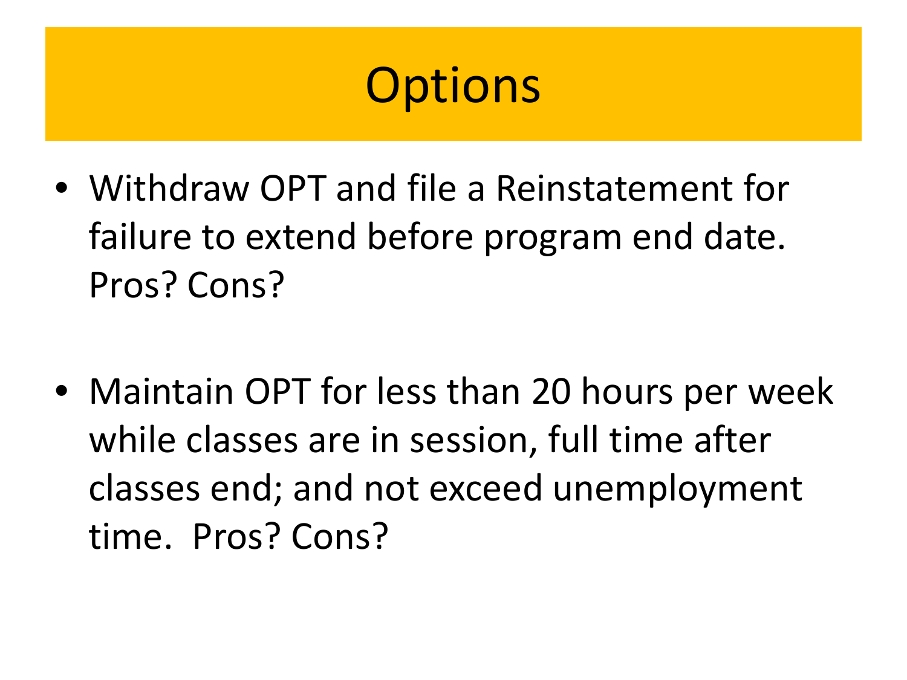# Options

- Withdraw OPT and file a Reinstatement for failure to extend before program end date. Pros? Cons?

- Maintain OPT for less than 20 hours per week while classes are in session, full time after classes end; and not exceed unemployment time. Pros? Cons?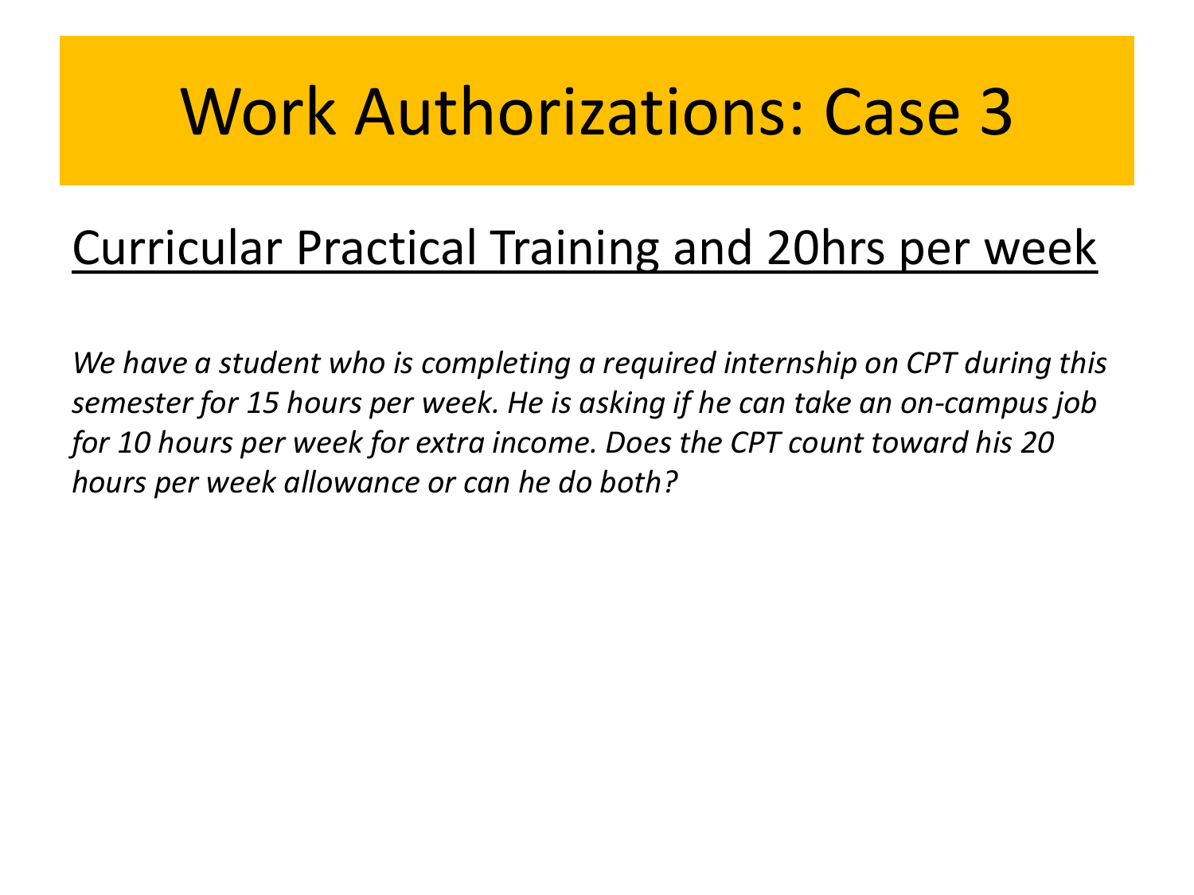# Work Authorizations: Case 3

## Curricular Practical Training and 20hrs per week

*We have a student who is completing a required internship on CPT during this semester for 15 hours per week. He is asking if he can take an on-campus job for 10 hours per week for extra income. Does the CPT count toward his 20 hours per week allowance or can he do both?*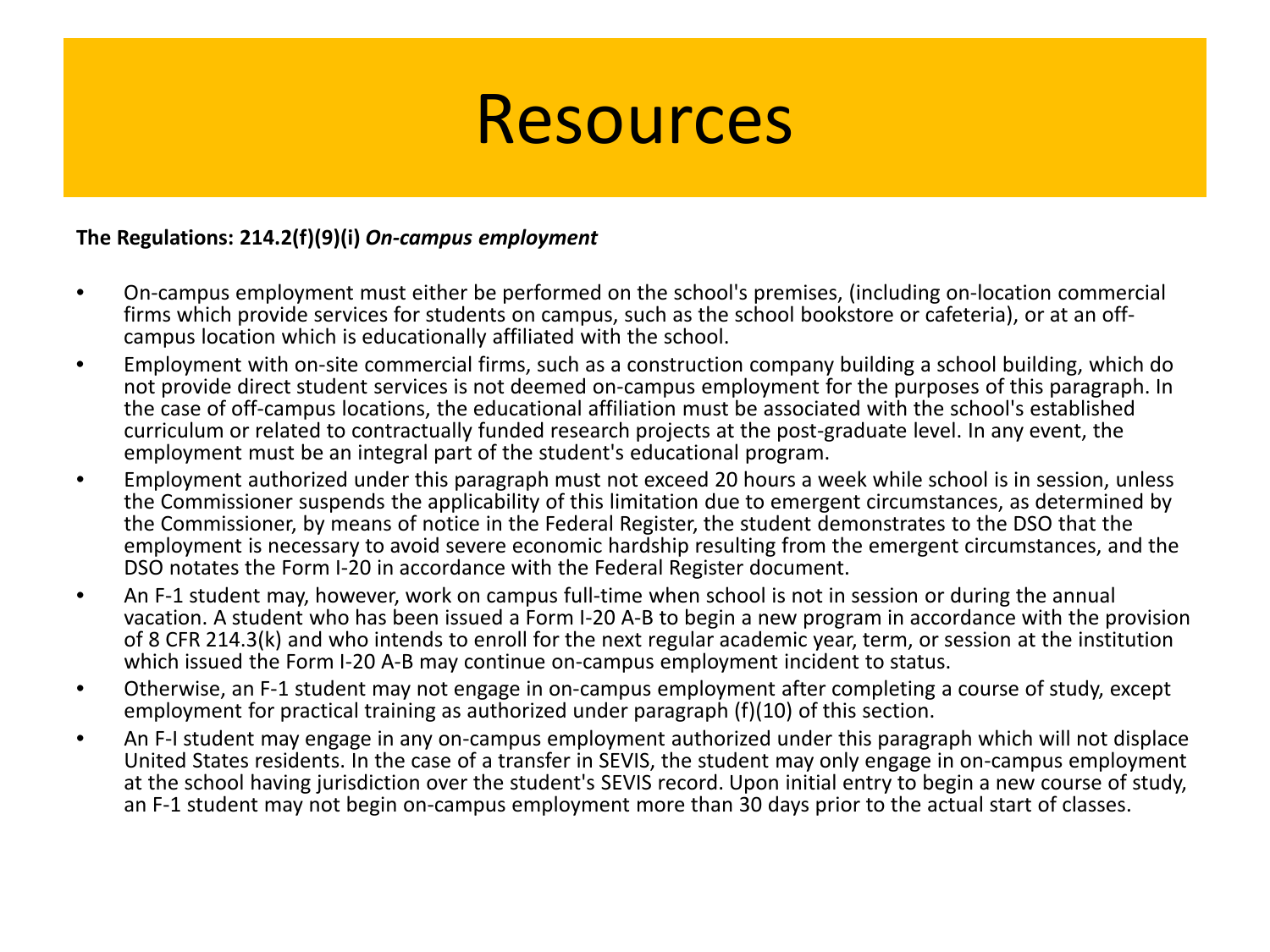# Resources

**The Regulations: 214.2(f)(9)(i)** ***On-campus employment***

- On-campus employment must either be performed on the school's premises, (including on-location commercial firms which provide services for students on campus, such as the school bookstore or cafeteria), or at an off-campus location which is educationally affiliated with the school.
- Employment with on-site commercial firms, such as a construction company building a school building, which do not provide direct student services is not deemed on-campus employment for the purposes of this paragraph. In the case of off-campus locations, the educational affiliation must be associated with the school's established curriculum or related to contractually funded research projects at the post-graduate level. In any event, the employment must be an integral part of the student's educational program.
- Employment authorized under this paragraph must not exceed 20 hours a week while school is in session, unless the Commissioner suspends the applicability of this limitation due to emergent circumstances, as determined by the Commissioner, by means of notice in the Federal Register, the student demonstrates to the DSO that the employment is necessary to avoid severe economic hardship resulting from the emergent circumstances, and the DSO notates the Form I-20 in accordance with the Federal Register document.
- An F-1 student may, however, work on campus full-time when school is not in session or during the annual vacation. A student who has been issued a Form I-20 A-B to begin a new program in accordance with the provision of 8 CFR 214.3(k) and who intends to enroll for the next regular academic year, term, or session at the institution which issued the Form I-20 A-B may continue on-campus employment incident to status.
- Otherwise, an F-1 student may not engage in on-campus employment after completing a course of study, except employment for practical training as authorized under paragraph (f)(10) of this section.
- An F-I student may engage in any on-campus employment authorized under this paragraph which will not displace United States residents. In the case of a transfer in SEVIS, the student may only engage in on-campus employment at the school having jurisdiction over the student's SEVIS record. Upon initial entry to begin a new course of study, an F-1 student may not begin on-campus employment more than 30 days prior to the actual start of classes.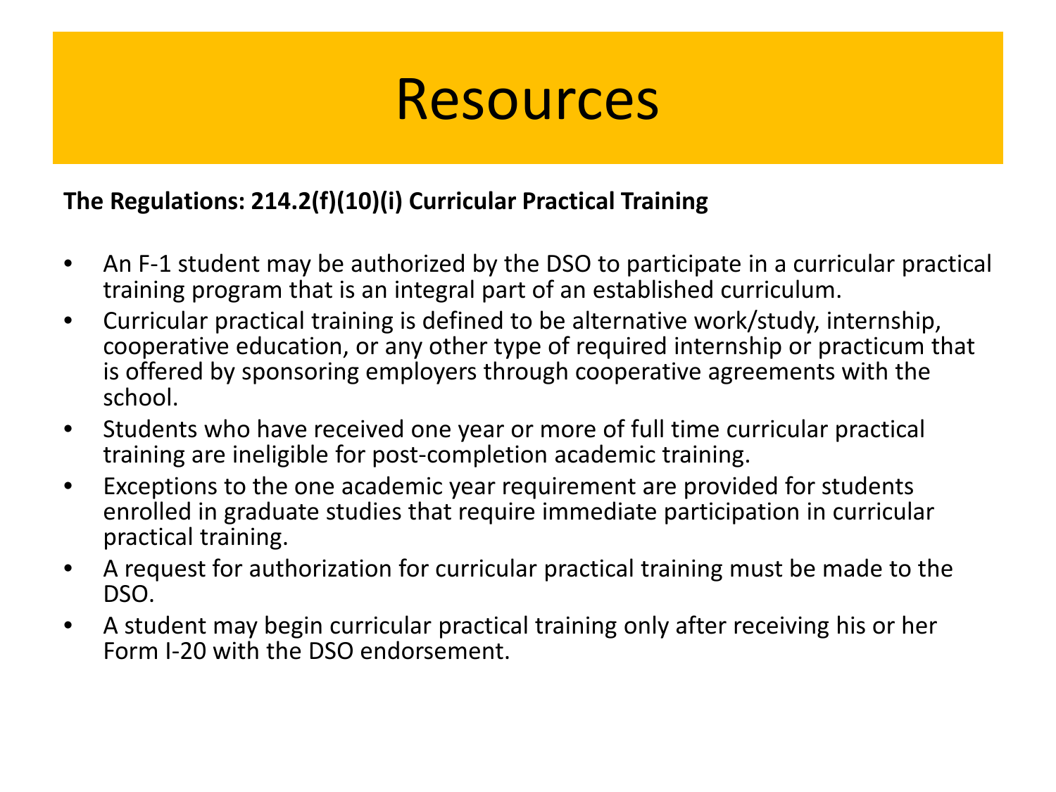# Resources

**The Regulations: 214.2(f)(10)(i) Curricular Practical Training**

- An F-1 student may be authorized by the DSO to participate in a curricular practical training program that is an integral part of an established curriculum.
- Curricular practical training is defined to be alternative work/study, internship, cooperative education, or any other type of required internship or practicum that is offered by sponsoring employers through cooperative agreements with the school.
- Students who have received one year or more of full time curricular practical training are ineligible for post-completion academic training.
- Exceptions to the one academic year requirement are provided for students enrolled in graduate studies that require immediate participation in curricular practical training.
- A request for authorization for curricular practical training must be made to the DSO.
- A student may begin curricular practical training only after receiving his or her Form I-20 with the DSO endorsement.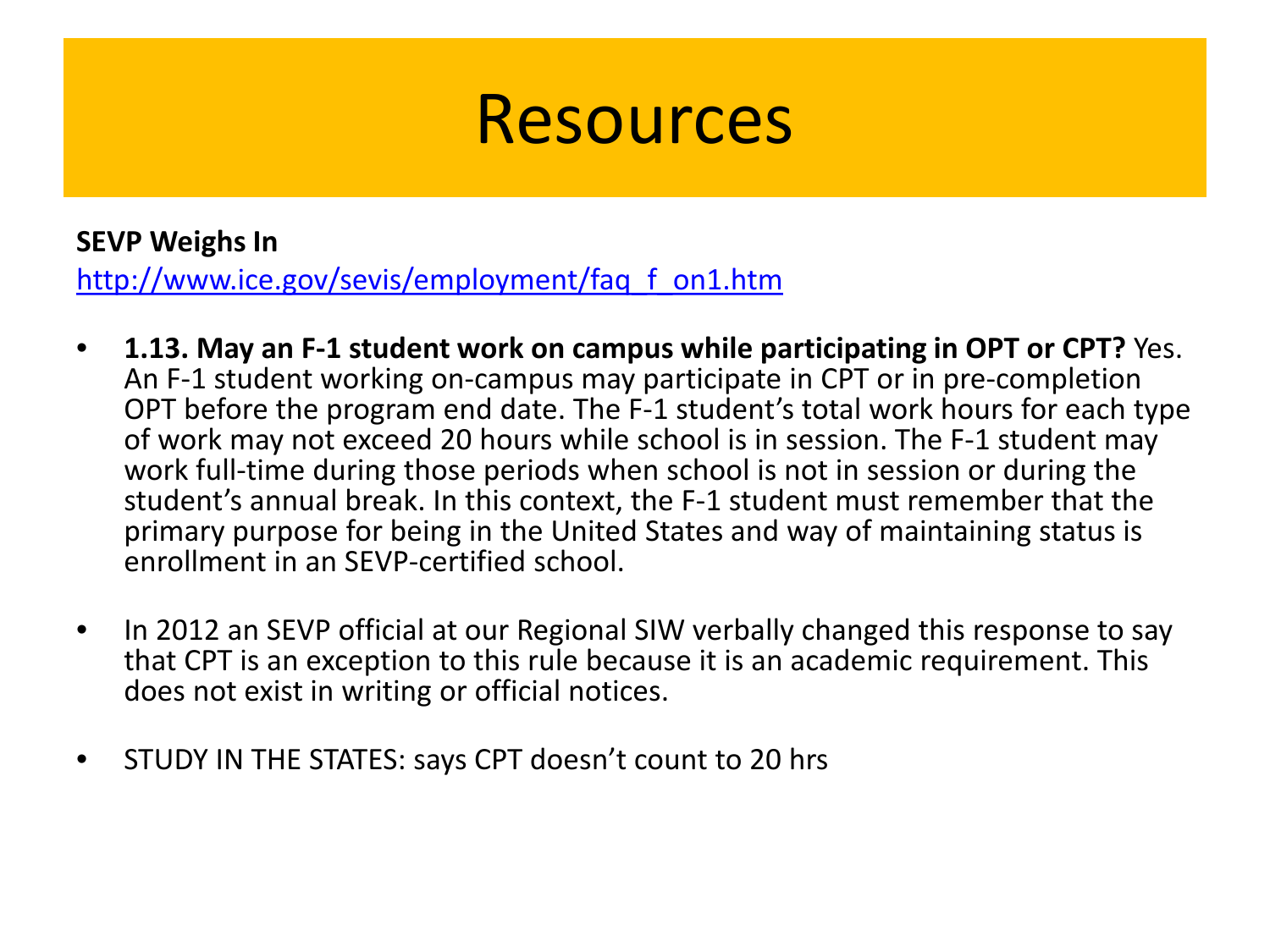# Resources

**SEVP Weighs In**

http://www.ice.gov/sevis/employment/faq_f_on1.htm

- **1.13. May an F-1 student work on campus while participating in OPT or CPT?** Yes. An F-1 student working on-campus may participate in CPT or in pre-completion OPT before the program end date. The F-1 student's total work hours for each type of work may not exceed 20 hours while school is in session. The F-1 student may work full-time during those periods when school is not in session or during the student's annual break. In this context, the F-1 student must remember that the primary purpose for being in the United States and way of maintaining status is enrollment in an SEVP-certified school.

- In 2012 an SEVP official at our Regional SIW verbally changed this response to say that CPT is an exception to this rule because it is an academic requirement. This does not exist in writing or official notices.

- STUDY IN THE STATES: says CPT doesn't count to 20 hrs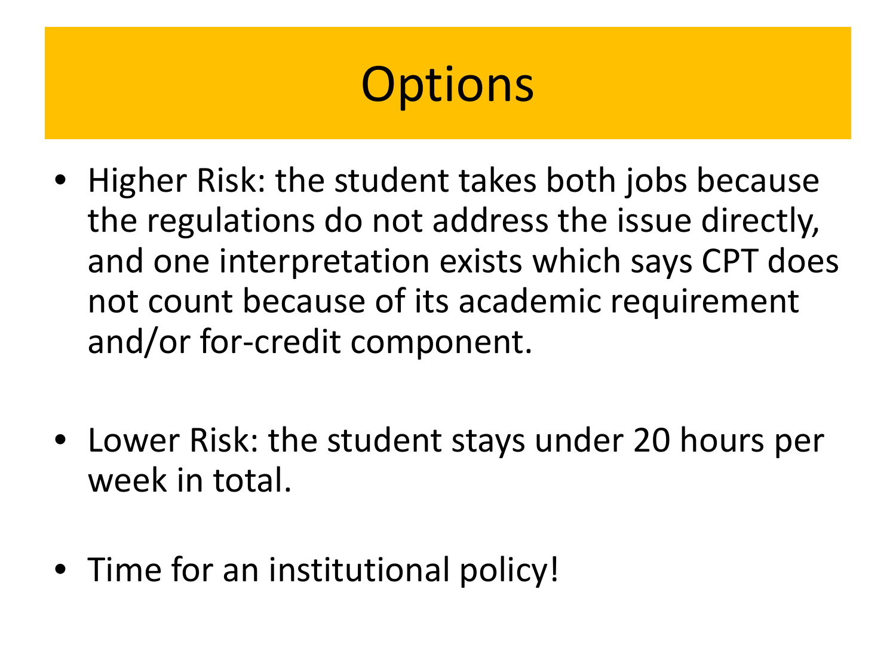# Options

- Higher Risk: the student takes both jobs because the regulations do not address the issue directly, and one interpretation exists which says CPT does not count because of its academic requirement and/or for-credit component.

- Lower Risk: the student stays under 20 hours per week in total.

- Time for an institutional policy!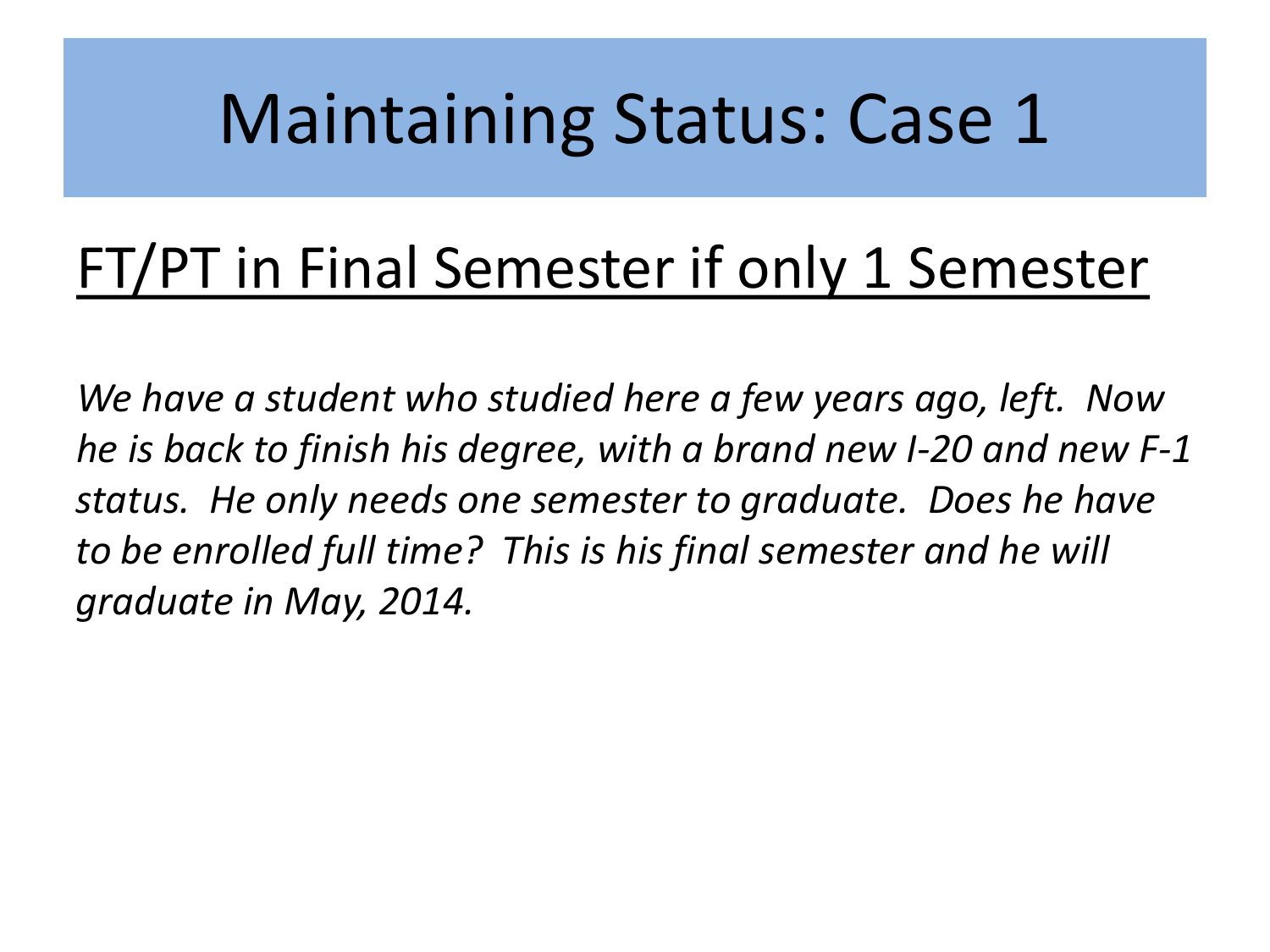# Maintaining Status: Case 1

## <u>FT/PT in Final Semester if only 1 Semester</u>

*We have a student who studied here a few years ago, left. Now he is back to finish his degree, with a brand new I-20 and new F-1 status. He only needs one semester to graduate. Does he have to be enrolled full time? This is his final semester and he will graduate in May, 2014.*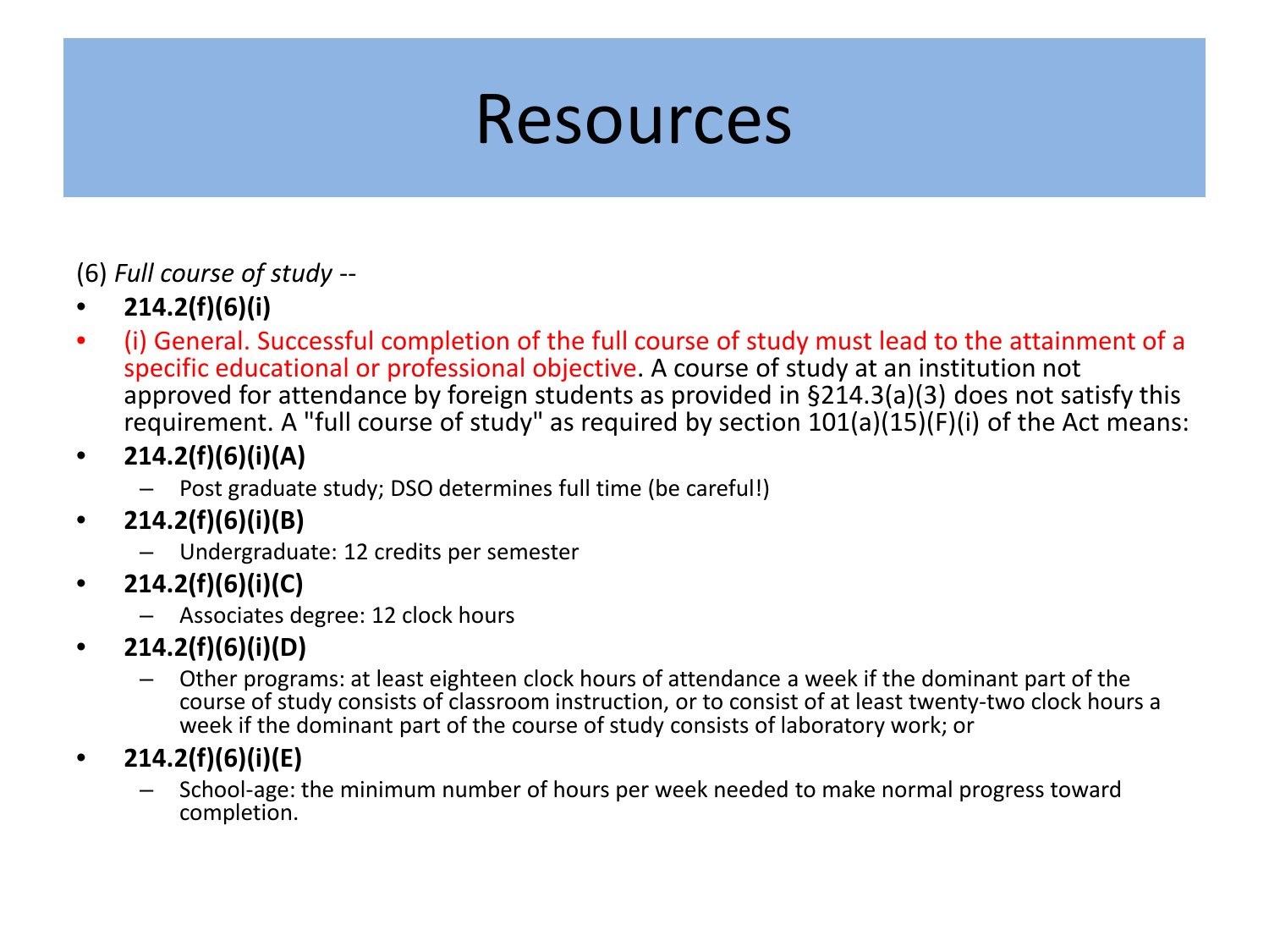# Resources

(6) *Full course of study* --

- **214.2(f)(6)(i)**
- (i) General. Successful completion of the full course of study must lead to the attainment of a specific educational or professional objective. A course of study at an institution not approved for attendance by foreign students as provided in §214.3(a)(3) does not satisfy this requirement. A "full course of study" as required by section 101(a)(15)(F)(i) of the Act means:
- **214.2(f)(6)(i)(A)**
  - Post graduate study; DSO determines full time (be careful!)
- **214.2(f)(6)(i)(B)**
  - Undergraduate: 12 credits per semester
- **214.2(f)(6)(i)(C)**
  - Associates degree: 12 clock hours
- **214.2(f)(6)(i)(D)**
  - Other programs: at least eighteen clock hours of attendance a week if the dominant part of the course of study consists of classroom instruction, or to consist of at least twenty-two clock hours a week if the dominant part of the course of study consists of laboratory work; or
- **214.2(f)(6)(i)(E)**
  - School-age: the minimum number of hours per week needed to make normal progress toward completion.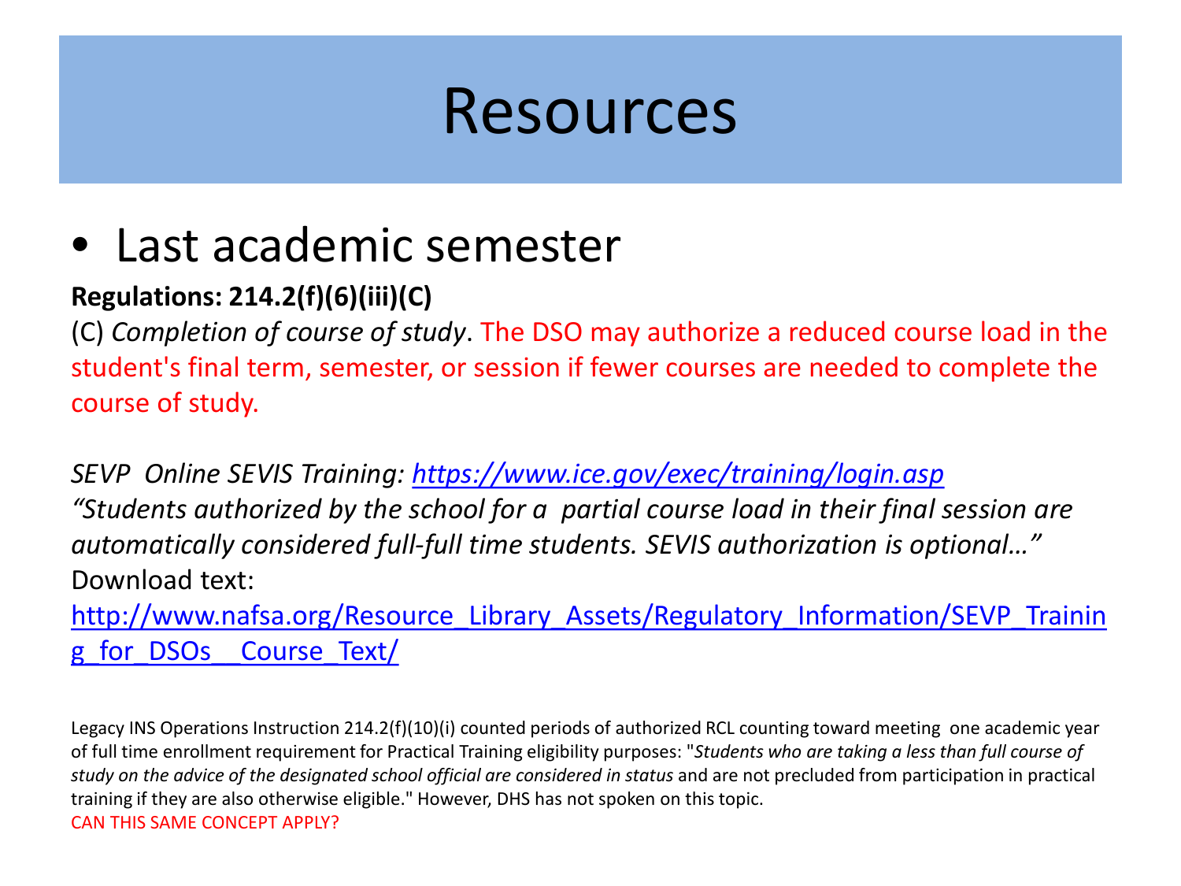# Resources

- Last academic semester

**Regulations: 214.2(f)(6)(iii)(C)**

(C) *Completion of course of study*. The DSO may authorize a reduced course load in the student's final term, semester, or session if fewer courses are needed to complete the course of study.

*SEVP Online SEVIS Training: https://www.ice.gov/exec/training/login.asp*

*"Students authorized by the school for a partial course load in their final session are automatically considered full-full time students. SEVIS authorization is optional…"*

Download text:

http://www.nafsa.org/Resource_Library_Assets/Regulatory_Information/SEVP_Training_for_DSOs__Course_Text/

Legacy INS Operations Instruction 214.2(f)(10)(i) counted periods of authorized RCL counting toward meeting one academic year of full time enrollment requirement for Practical Training eligibility purposes: "*Students who are taking a less than full course of study on the advice of the designated school official are considered in status* and are not precluded from participation in practical training if they are also otherwise eligible." However, DHS has not spoken on this topic.

CAN THIS SAME CONCEPT APPLY?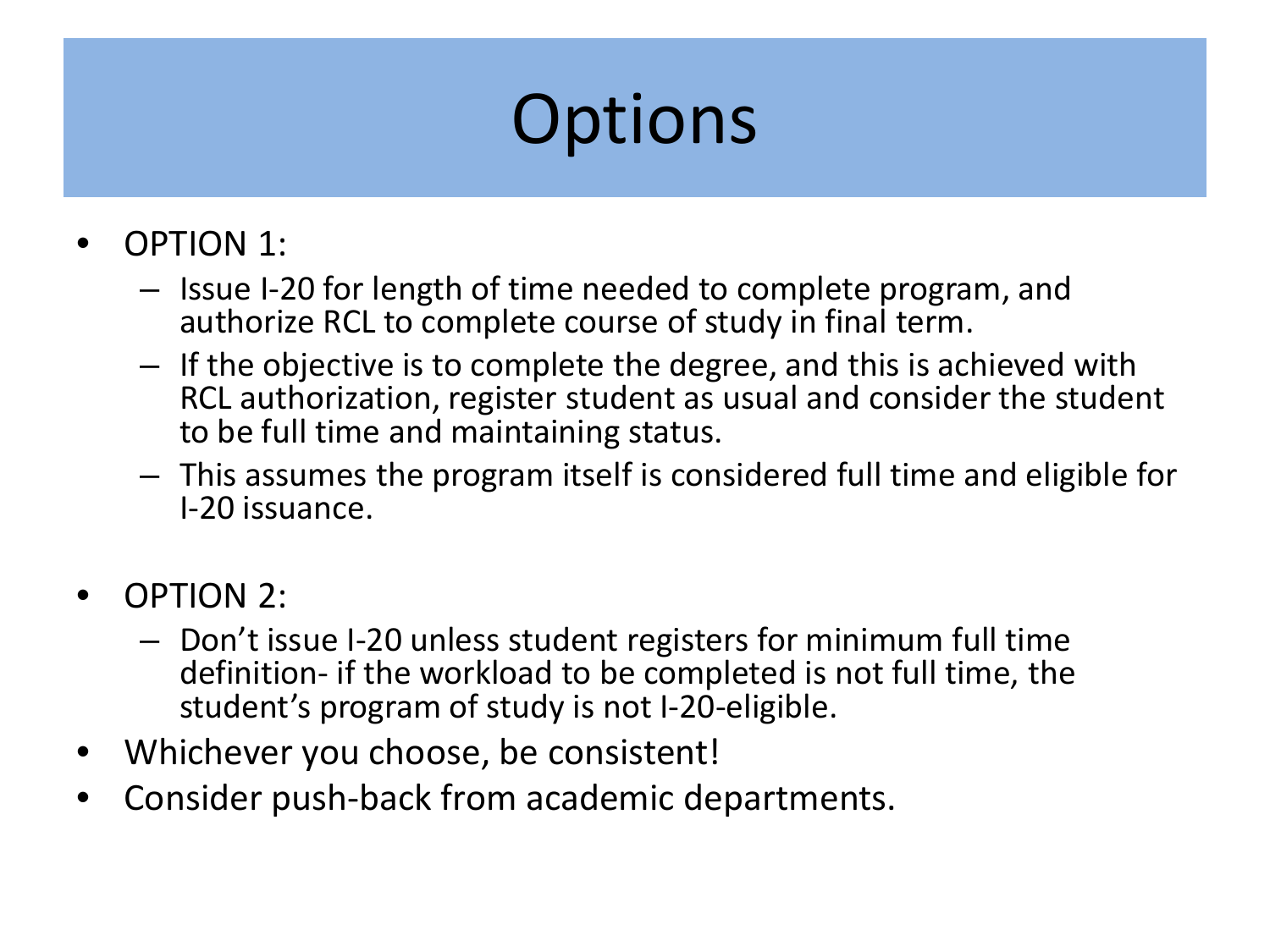# Options

- OPTION 1:
  - Issue I-20 for length of time needed to complete program, and authorize RCL to complete course of study in final term.
  - If the objective is to complete the degree, and this is achieved with RCL authorization, register student as usual and consider the student to be full time and maintaining status.
  - This assumes the program itself is considered full time and eligible for I-20 issuance.

- OPTION 2:
  - Don't issue I-20 unless student registers for minimum full time definition- if the workload to be completed is not full time, the student's program of study is not I-20-eligible.
- Whichever you choose, be consistent!
- Consider push-back from academic departments.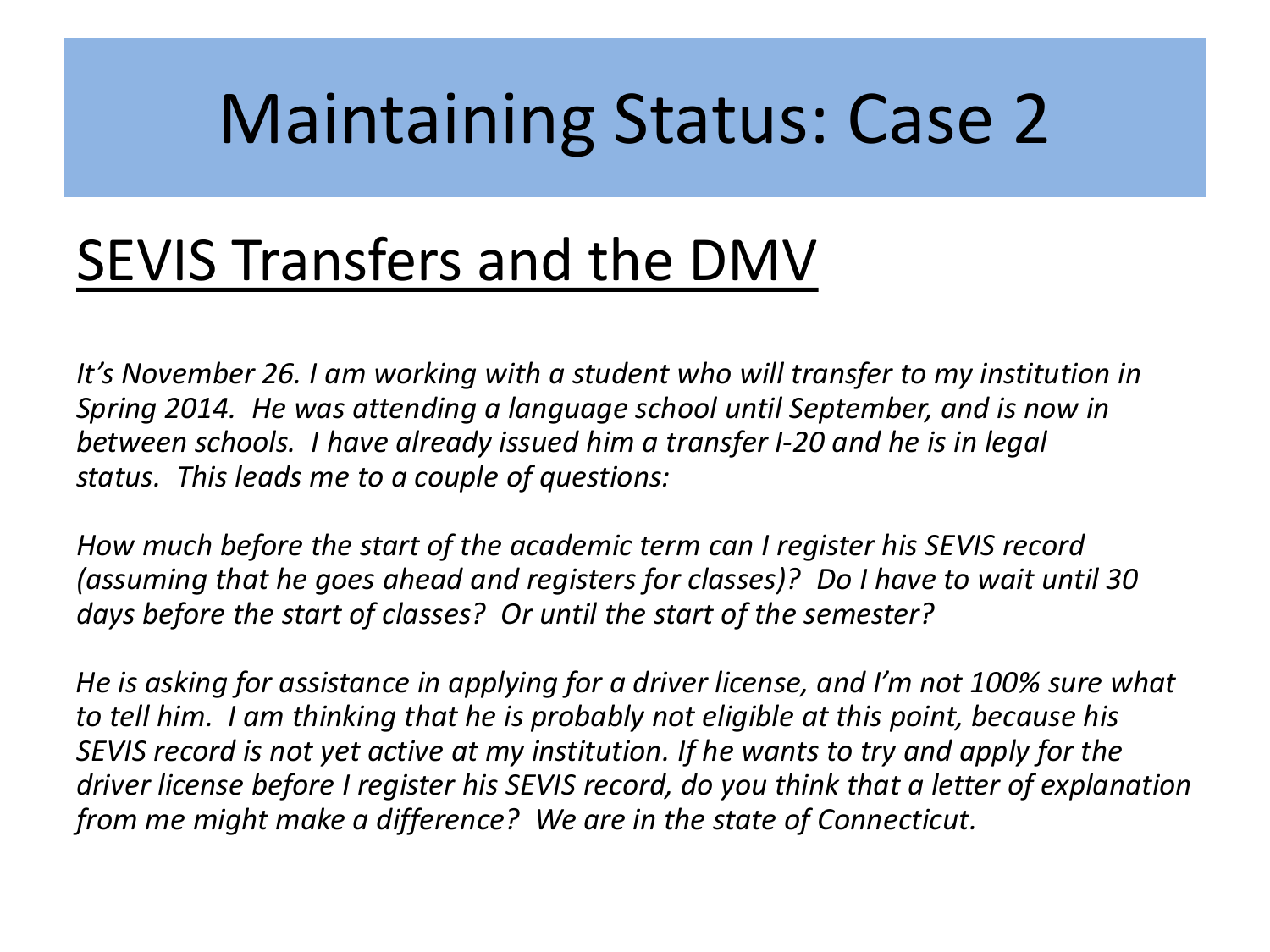# Maintaining Status: Case 2

## SEVIS Transfers and the DMV

*It's November 26. I am working with a student who will transfer to my institution in Spring 2014. He was attending a language school until September, and is now in between schools. I have already issued him a transfer I-20 and he is in legal status. This leads me to a couple of questions:*

*How much before the start of the academic term can I register his SEVIS record (assuming that he goes ahead and registers for classes)? Do I have to wait until 30 days before the start of classes? Or until the start of the semester?*

*He is asking for assistance in applying for a driver license, and I'm not 100% sure what to tell him. I am thinking that he is probably not eligible at this point, because his SEVIS record is not yet active at my institution. If he wants to try and apply for the driver license before I register his SEVIS record, do you think that a letter of explanation from me might make a difference? We are in the state of Connecticut.*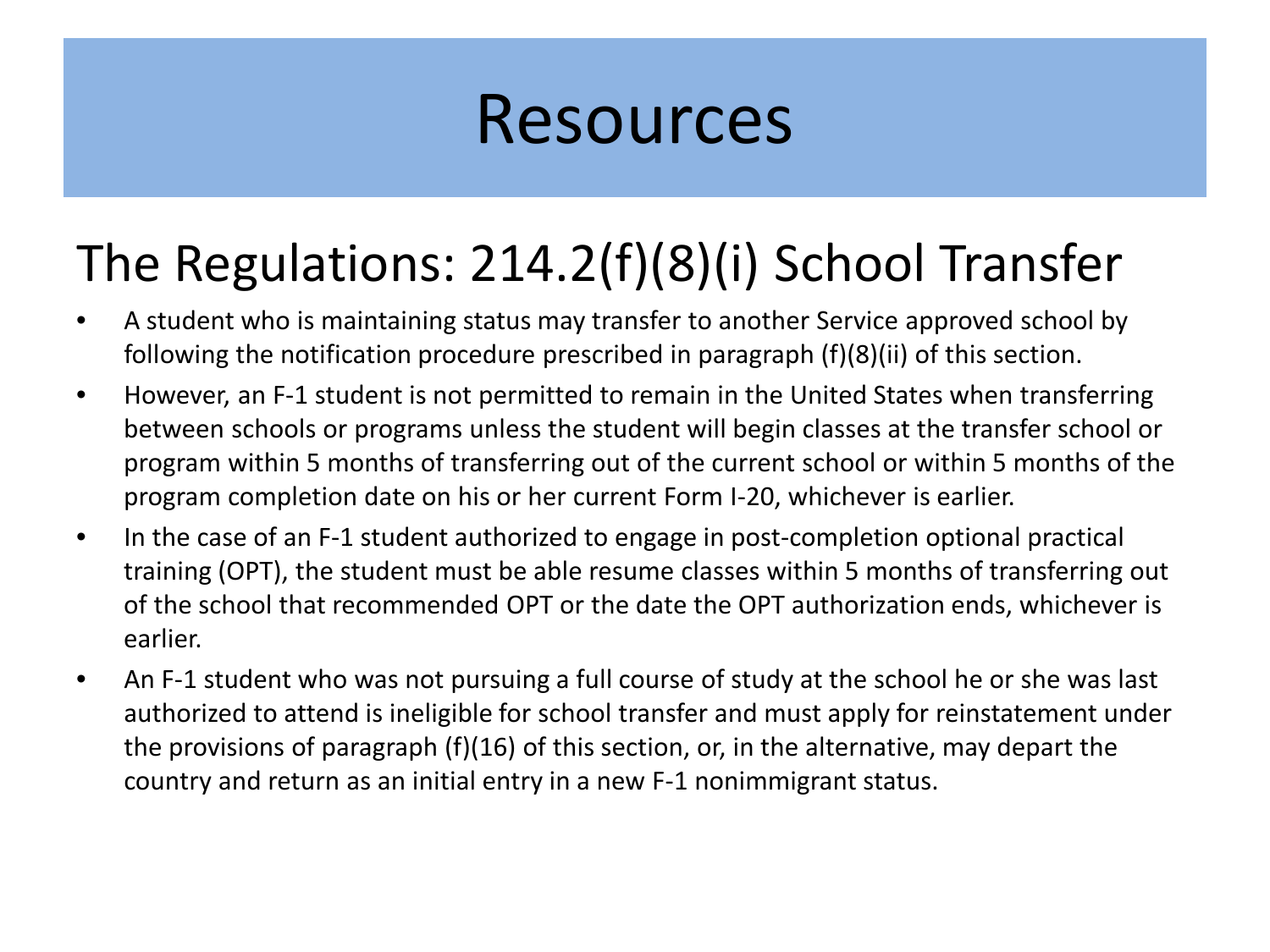# Resources

## The Regulations: 214.2(f)(8)(i) School Transfer

- A student who is maintaining status may transfer to another Service approved school by following the notification procedure prescribed in paragraph (f)(8)(ii) of this section.
- However, an F-1 student is not permitted to remain in the United States when transferring between schools or programs unless the student will begin classes at the transfer school or program within 5 months of transferring out of the current school or within 5 months of the program completion date on his or her current Form I-20, whichever is earlier.
- In the case of an F-1 student authorized to engage in post-completion optional practical training (OPT), the student must be able resume classes within 5 months of transferring out of the school that recommended OPT or the date the OPT authorization ends, whichever is earlier.
- An F-1 student who was not pursuing a full course of study at the school he or she was last authorized to attend is ineligible for school transfer and must apply for reinstatement under the provisions of paragraph (f)(16) of this section, or, in the alternative, may depart the country and return as an initial entry in a new F-1 nonimmigrant status.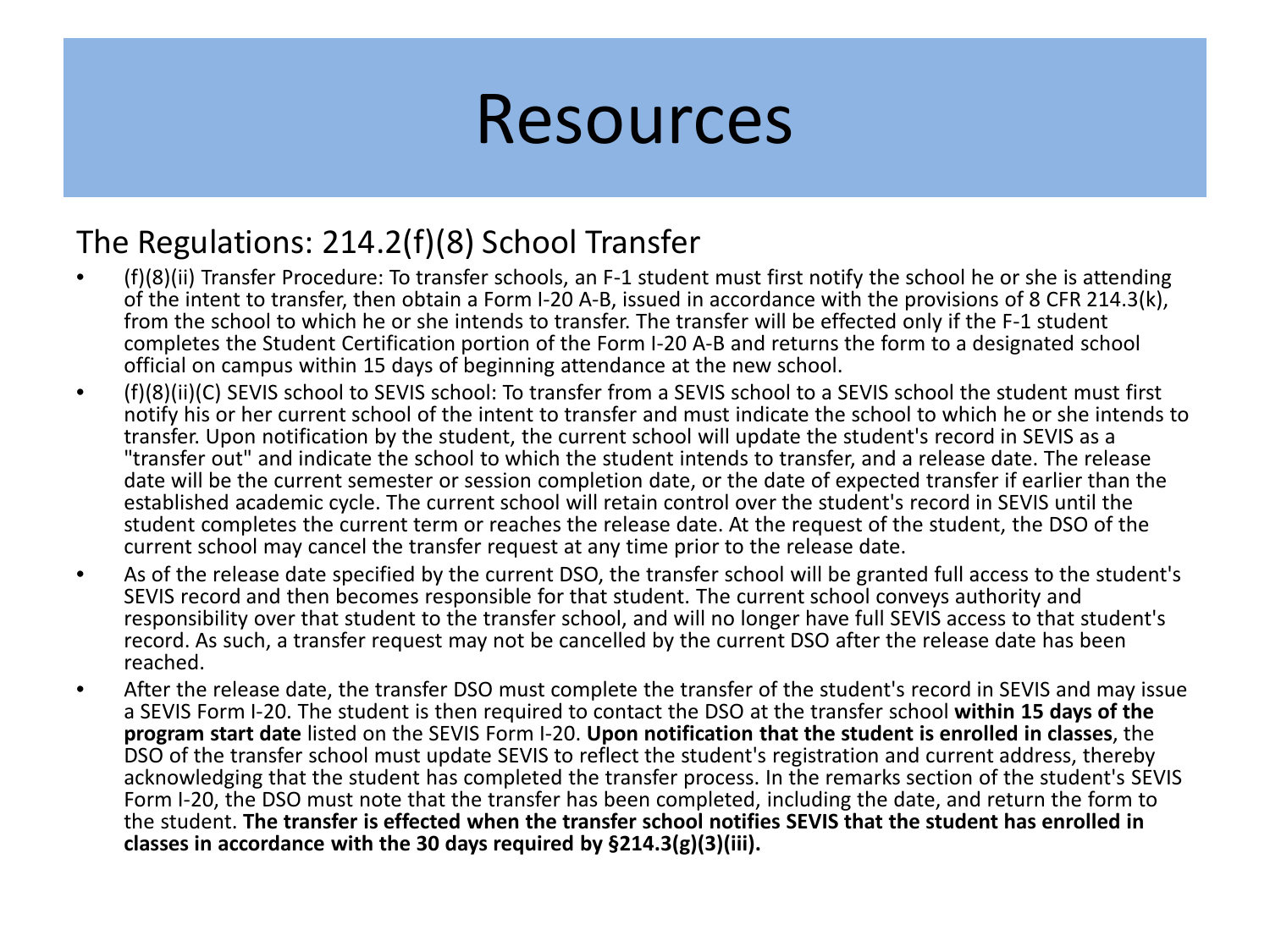# Resources

## The Regulations: 214.2(f)(8) School Transfer

- (f)(8)(ii) Transfer Procedure: To transfer schools, an F-1 student must first notify the school he or she is attending of the intent to transfer, then obtain a Form I-20 A-B, issued in accordance with the provisions of 8 CFR 214.3(k), from the school to which he or she intends to transfer. The transfer will be effected only if the F-1 student completes the Student Certification portion of the Form I-20 A-B and returns the form to a designated school official on campus within 15 days of beginning attendance at the new school.
- (f)(8)(ii)(C) SEVIS school to SEVIS school: To transfer from a SEVIS school to a SEVIS school the student must first notify his or her current school of the intent to transfer and must indicate the school to which he or she intends to transfer. Upon notification by the student, the current school will update the student's record in SEVIS as a "transfer out" and indicate the school to which the student intends to transfer, and a release date. The release date will be the current semester or session completion date, or the date of expected transfer if earlier than the established academic cycle. The current school will retain control over the student's record in SEVIS until the student completes the current term or reaches the release date. At the request of the student, the DSO of the current school may cancel the transfer request at any time prior to the release date.
- As of the release date specified by the current DSO, the transfer school will be granted full access to the student's SEVIS record and then becomes responsible for that student. The current school conveys authority and responsibility over that student to the transfer school, and will no longer have full SEVIS access to that student's record. As such, a transfer request may not be cancelled by the current DSO after the release date has been reached.
- After the release date, the transfer DSO must complete the transfer of the student's record in SEVIS and may issue a SEVIS Form I-20. The student is then required to contact the DSO at the transfer school **within 15 days of the program start date** listed on the SEVIS Form I-20. **Upon notification that the student is enrolled in classes**, the DSO of the transfer school must update SEVIS to reflect the student's registration and current address, thereby acknowledging that the student has completed the transfer process. In the remarks section of the student's SEVIS Form I-20, the DSO must note that the transfer has been completed, including the date, and return the form to the student. **The transfer is effected when the transfer school notifies SEVIS that the student has enrolled in classes in accordance with the 30 days required by §214.3(g)(3)(iii).**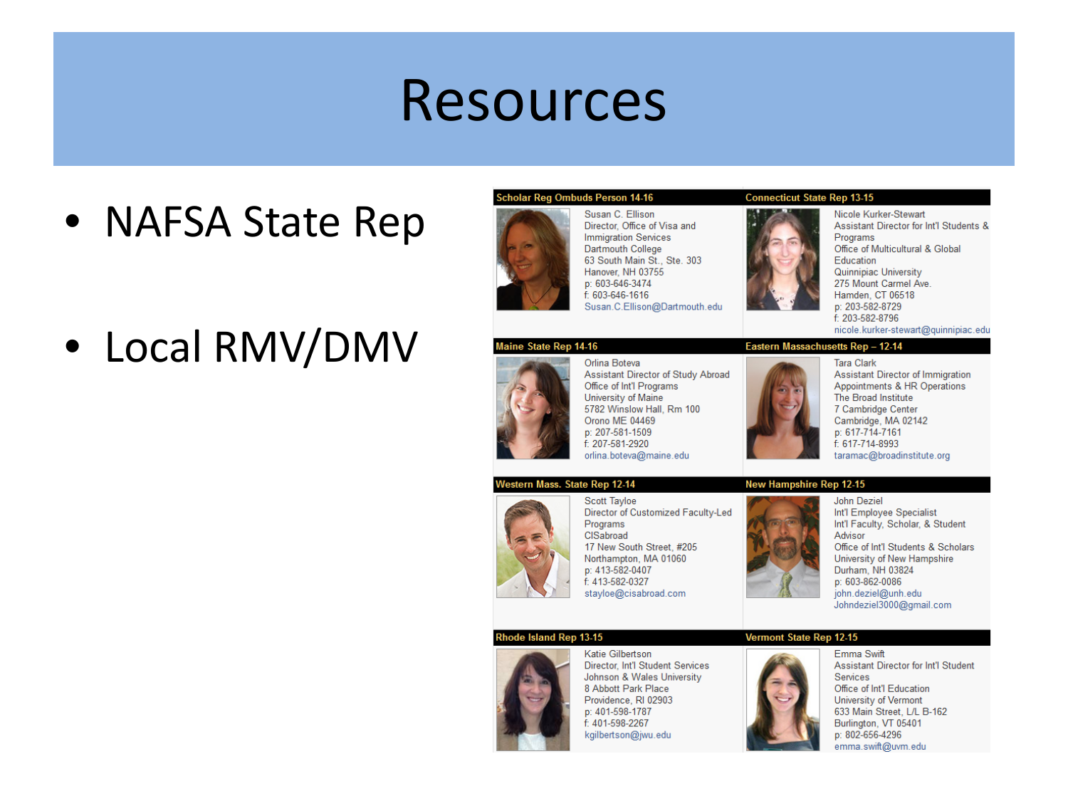# Resources

- NAFSA State Rep
- Local RMV/DMV

**Scholar Reg Ombuds Person 14-16**

Susan C. Ellison
Director, Office of Visa and Immigration Services
Dartmouth College
63 South Main St., Ste. 303
Hanover, NH 03755
p: 603-646-3474
f: 603-646-1616
Susan.C.Ellison@Dartmouth.edu

**Connecticut State Rep 13-15**

Nicole Kurker-Stewart
Assistant Director for Int'l Students & Programs
Office of Multicultural & Global Education
Quinnipiac University
275 Mount Carmel Ave.
Hamden, CT 06518
p: 203-582-8729
f: 203-582-8796
nicole.kurker-stewart@quinnipiac.edu

**Maine State Rep 14-16**

Orlina Boteva
Assistant Director of Study Abroad
Office of Int'l Programs
University of Maine
5782 Winslow Hall, Rm 100
Orono ME 04469
p: 207-581-1509
f: 207-581-2920
orlina.boteva@maine.edu

**Eastern Massachusetts Rep – 12-14**

Tara Clark
Assistant Director of Immigration
Appointments & HR Operations
The Broad Institute
7 Cambridge Center
Cambridge, MA 02142
p: 617-714-7161
f: 617-714-8993
taramac@broadinstitute.org

**Western Mass. State Rep 12-14**

Scott Tayloe
Director of Customized Faculty-Led Programs
CISabroad
17 New South Street, #205
Northampton, MA 01060
p: 413-582-0407
f: 413-582-0327
stayloe@cisabroad.com

**New Hampshire Rep 12-15**

John Deziel
Int'l Employee Specialist
Int'l Faculty, Scholar, & Student Advisor
Office of Int'l Students & Scholars
University of New Hampshire
Durham, NH 03824
p: 603-862-0086
john.deziel@unh.edu
Johndeziel3000@gmail.com

**Rhode Island Rep 13-15**

Katie Gilbertson
Director, Int'l Student Services
Johnson & Wales University
8 Abbott Park Place
Providence, RI 02903
p: 401-598-1787
f: 401-598-2267
kgilbertson@jwu.edu

**Vermont State Rep 12-15**

Emma Swift
Assistant Director for Int'l Student Services
Office of Int'l Education
University of Vermont
633 Main Street, L/L B-162
Burlington, VT 05401
p: 802-656-4296
emma.swift@uvm.edu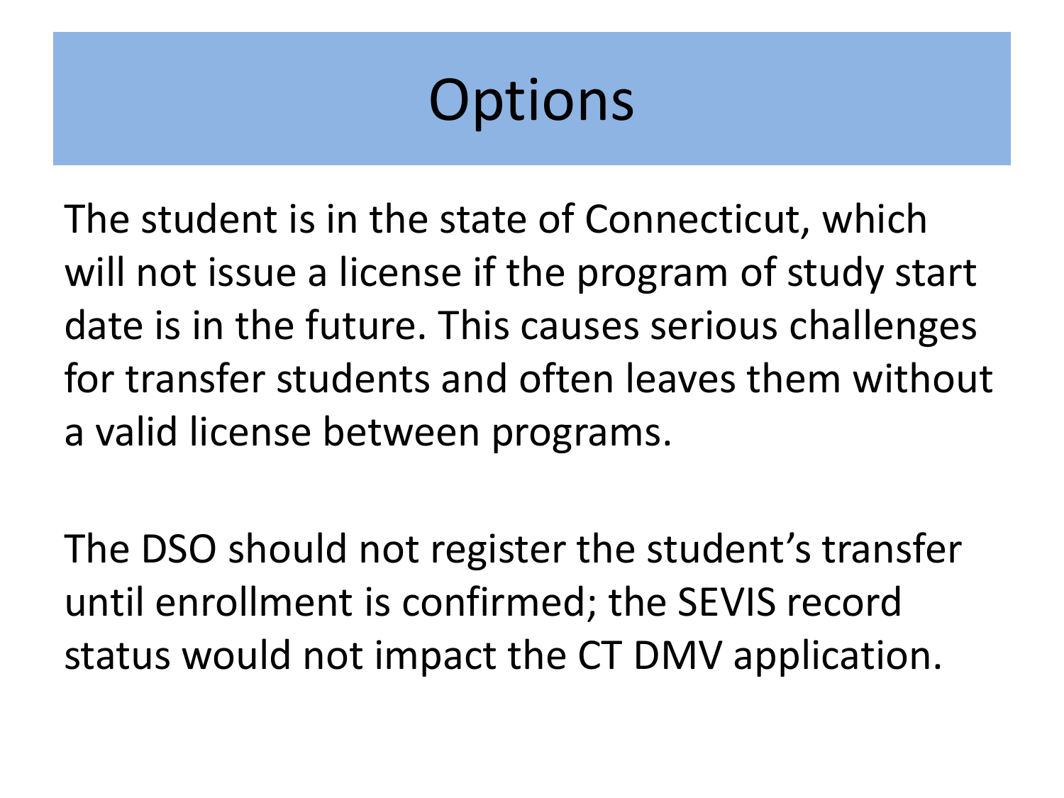# Options

The student is in the state of Connecticut, which will not issue a license if the program of study start date is in the future. This causes serious challenges for transfer students and often leaves them without a valid license between programs.

The DSO should not register the student's transfer until enrollment is confirmed; the SEVIS record status would not impact the CT DMV application.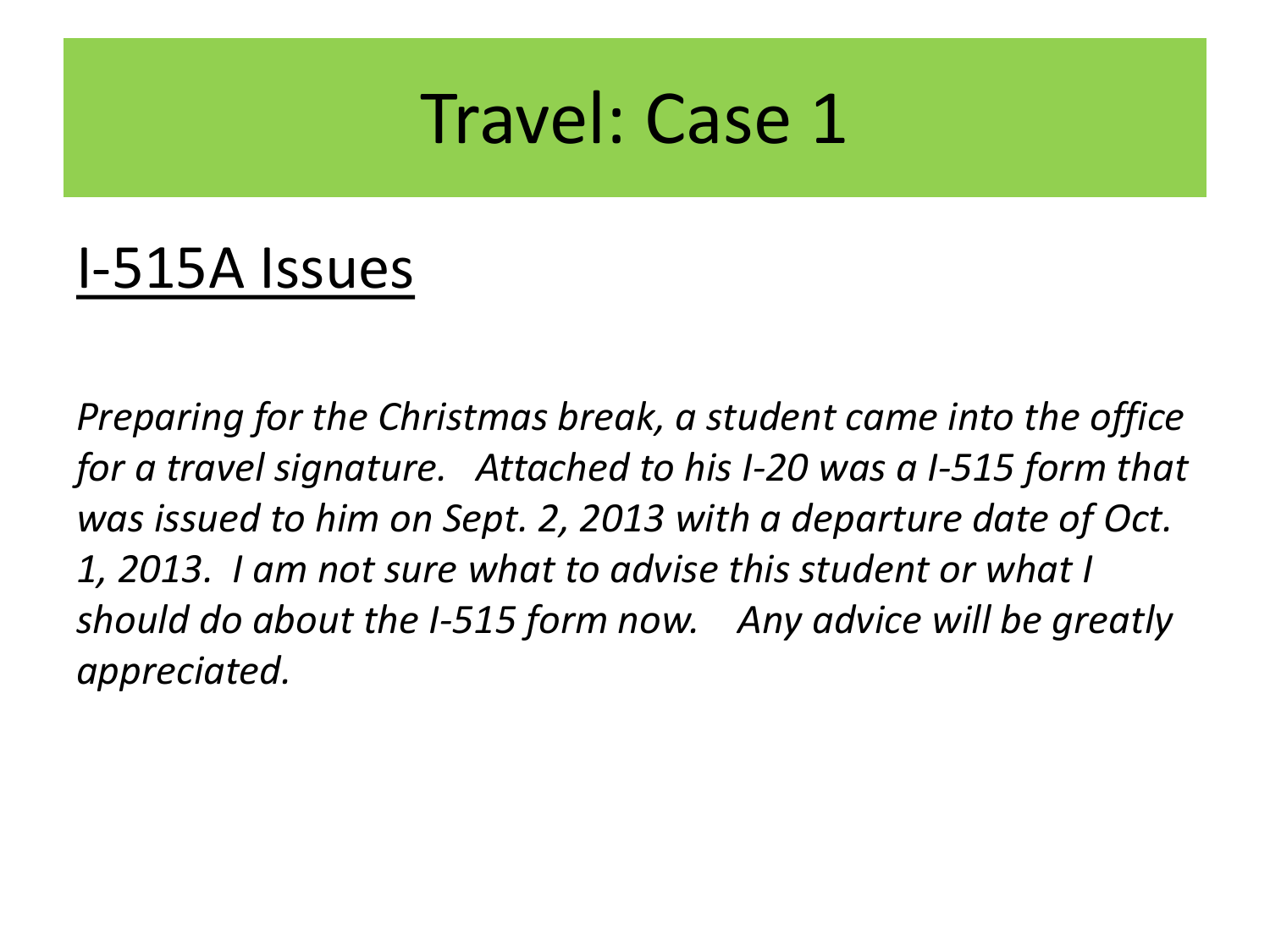# Travel: Case 1

## I-515A Issues

*Preparing for the Christmas break, a student came into the office for a travel signature. Attached to his I-20 was a I-515 form that was issued to him on Sept. 2, 2013 with a departure date of Oct. 1, 2013. I am not sure what to advise this student or what I should do about the I-515 form now. Any advice will be greatly appreciated.*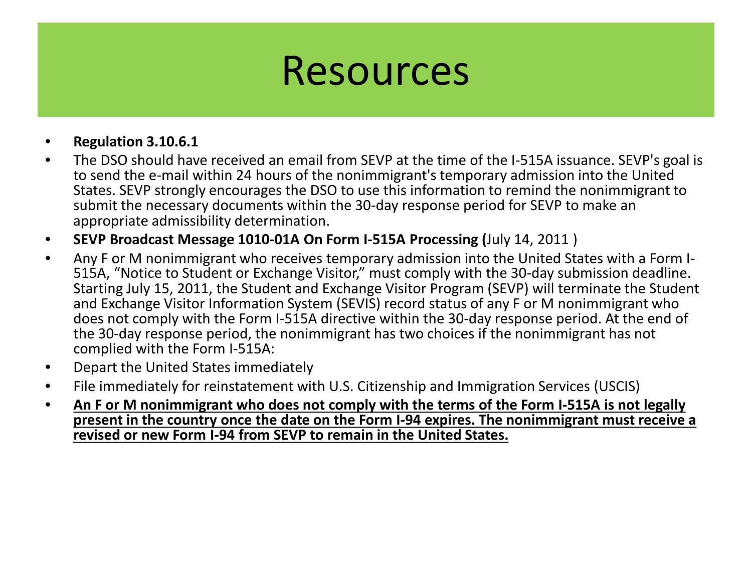# Resources

- **Regulation 3.10.6.1**
- The DSO should have received an email from SEVP at the time of the I-515A issuance. SEVP's goal is to send the e-mail within 24 hours of the nonimmigrant's temporary admission into the United States. SEVP strongly encourages the DSO to use this information to remind the nonimmigrant to submit the necessary documents within the 30-day response period for SEVP to make an appropriate admissibility determination.
- **SEVP Broadcast Message 1010-01A On Form I-515A Processing (**July 14, 2011 )
- Any F or M nonimmigrant who receives temporary admission into the United States with a Form I-515A, "Notice to Student or Exchange Visitor," must comply with the 30-day submission deadline. Starting July 15, 2011, the Student and Exchange Visitor Program (SEVP) will terminate the Student and Exchange Visitor Information System (SEVIS) record status of any F or M nonimmigrant who does not comply with the Form I-515A directive within the 30-day response period. At the end of the 30-day response period, the nonimmigrant has two choices if the nonimmigrant has not complied with the Form I-515A:
- Depart the United States immediately
- File immediately for reinstatement with U.S. Citizenship and Immigration Services (USCIS)
- <u>**An F or M nonimmigrant who does not comply with the terms of the Form I-515A is not legally present in the country once the date on the Form I-94 expires. The nonimmigrant must receive a revised or new Form I-94 from SEVP to remain in the United States.**</u>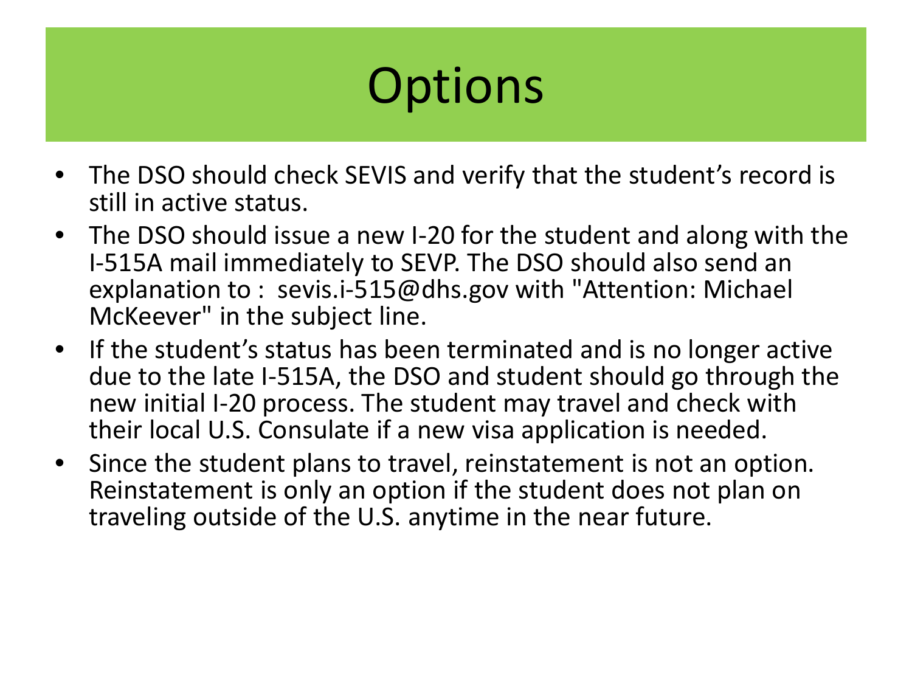# Options

- The DSO should check SEVIS and verify that the student's record is still in active status.
- The DSO should issue a new I-20 for the student and along with the I-515A mail immediately to SEVP. The DSO should also send an explanation to : sevis.i-515@dhs.gov with "Attention: Michael McKeever" in the subject line.
- If the student's status has been terminated and is no longer active due to the late I-515A, the DSO and student should go through the new initial I-20 process. The student may travel and check with their local U.S. Consulate if a new visa application is needed.
- Since the student plans to travel, reinstatement is not an option. Reinstatement is only an option if the student does not plan on traveling outside of the U.S. anytime in the near future.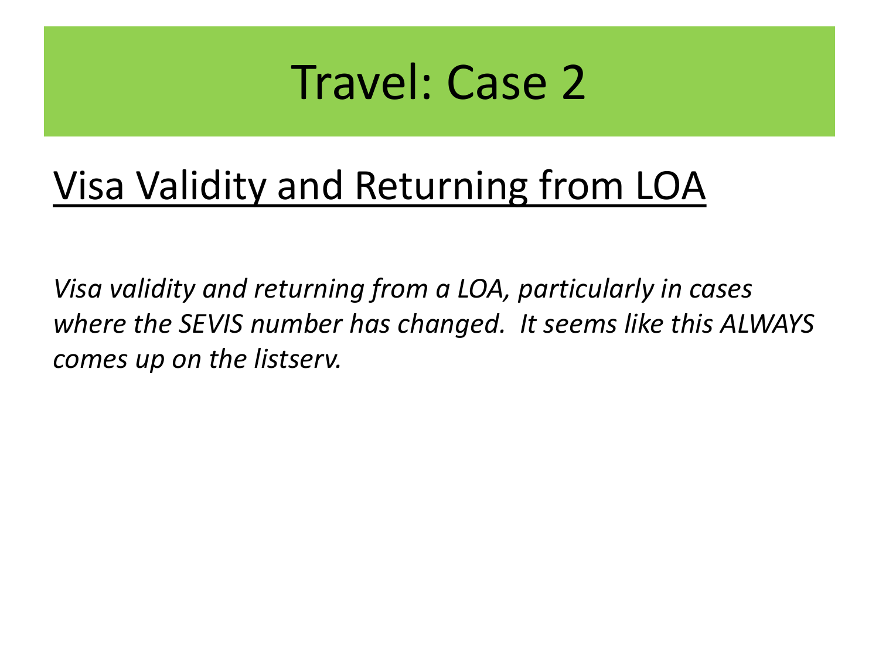# Travel: Case 2

## Visa Validity and Returning from LOA

*Visa validity and returning from a LOA, particularly in cases where the SEVIS number has changed. It seems like this ALWAYS comes up on the listserv.*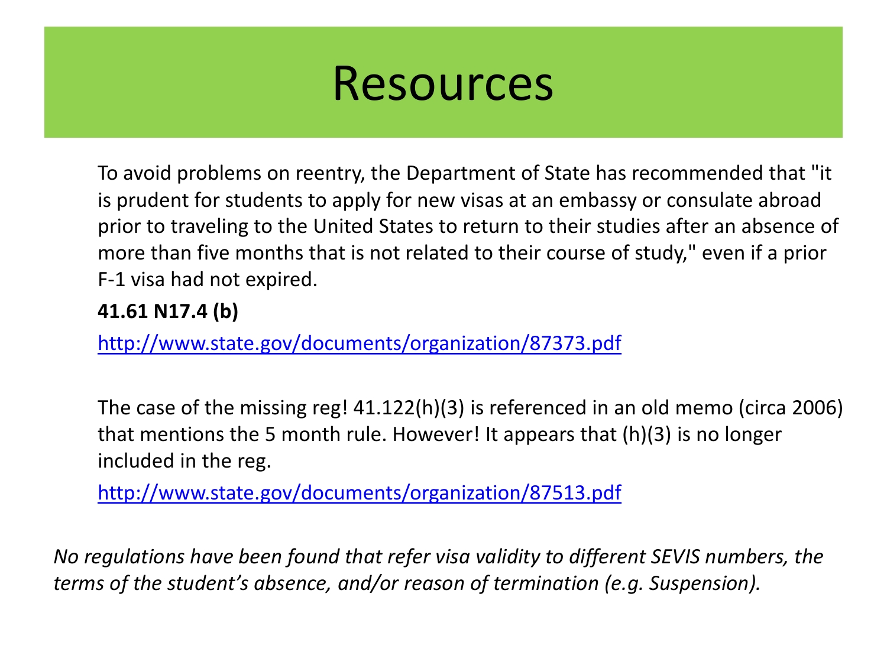# Resources

To avoid problems on reentry, the Department of State has recommended that "it is prudent for students to apply for new visas at an embassy or consulate abroad prior to traveling to the United States to return to their studies after an absence of more than five months that is not related to their course of study," even if a prior F-1 visa had not expired.

**41.61 N17.4 (b)**

http://www.state.gov/documents/organization/87373.pdf

The case of the missing reg! 41.122(h)(3) is referenced in an old memo (circa 2006) that mentions the 5 month rule. However! It appears that (h)(3) is no longer included in the reg.

http://www.state.gov/documents/organization/87513.pdf

*No regulations have been found that refer visa validity to different SEVIS numbers, the terms of the student's absence, and/or reason of termination (e.g. Suspension).*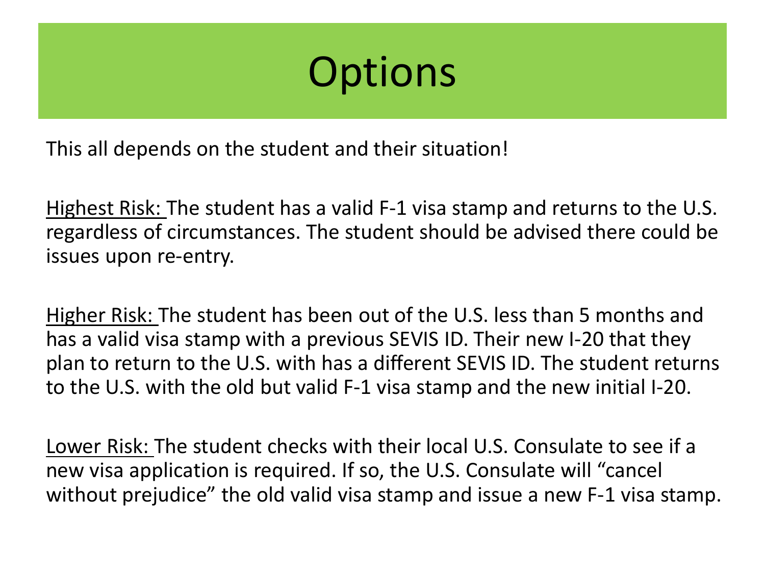# Options

This all depends on the student and their situation!

<u>Highest Risk:</u> The student has a valid F-1 visa stamp and returns to the U.S. regardless of circumstances. The student should be advised there could be issues upon re-entry.

<u>Higher Risk:</u> The student has been out of the U.S. less than 5 months and has a valid visa stamp with a previous SEVIS ID. Their new I-20 that they plan to return to the U.S. with has a different SEVIS ID. The student returns to the U.S. with the old but valid F-1 visa stamp and the new initial I-20.

<u>Lower Risk:</u> The student checks with their local U.S. Consulate to see if a new visa application is required. If so, the U.S. Consulate will "cancel without prejudice" the old valid visa stamp and issue a new F-1 visa stamp.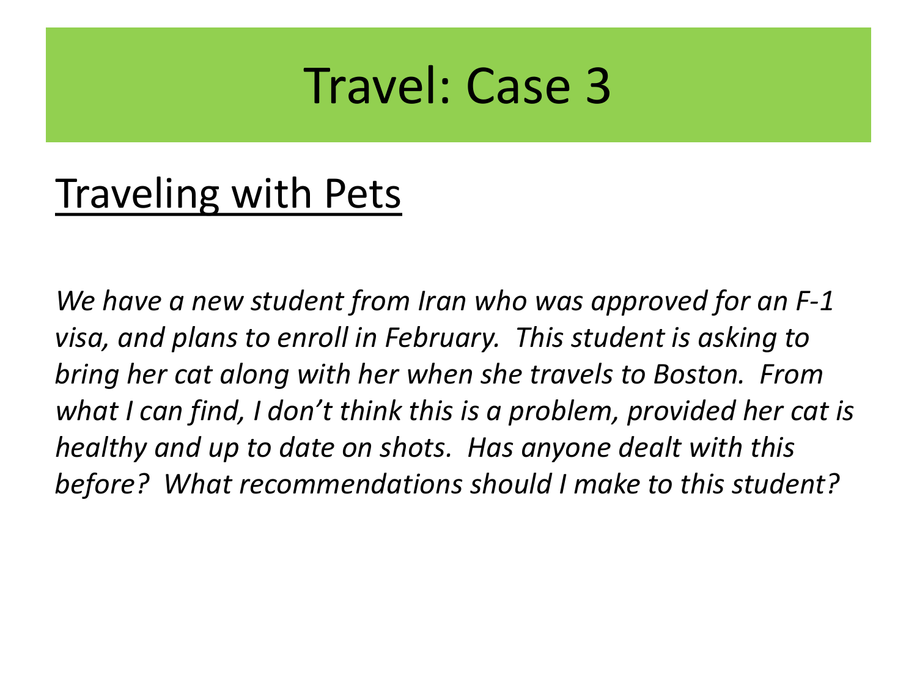# Travel: Case 3

## Traveling with Pets

*We have a new student from Iran who was approved for an F-1 visa, and plans to enroll in February. This student is asking to bring her cat along with her when she travels to Boston. From what I can find, I don't think this is a problem, provided her cat is healthy and up to date on shots. Has anyone dealt with this before? What recommendations should I make to this student?*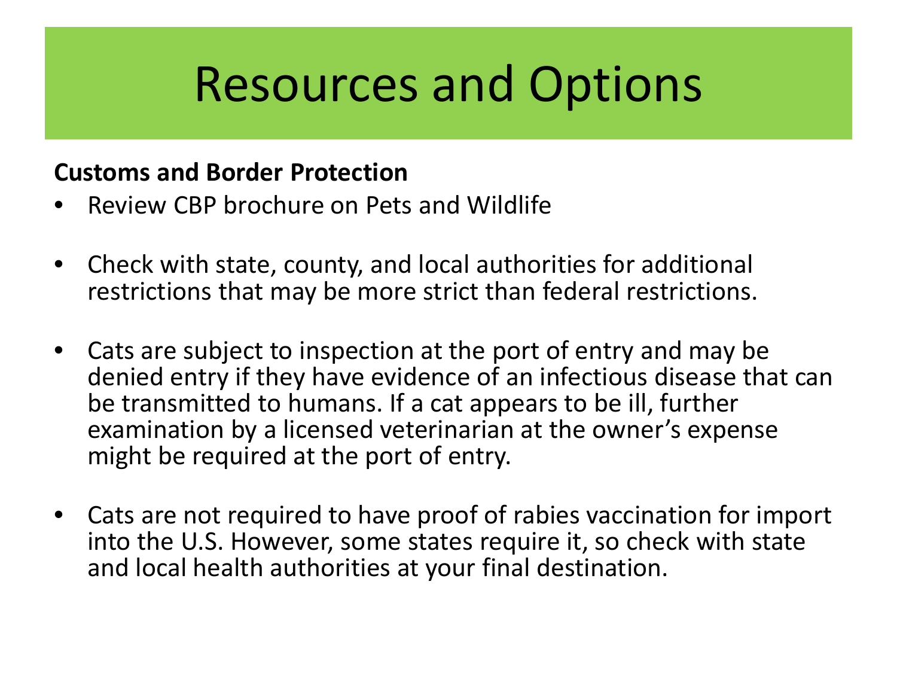# Resources and Options

**Customs and Border Protection**

- Review CBP brochure on Pets and Wildlife

- Check with state, county, and local authorities for additional restrictions that may be more strict than federal restrictions.

- Cats are subject to inspection at the port of entry and may be denied entry if they have evidence of an infectious disease that can be transmitted to humans. If a cat appears to be ill, further examination by a licensed veterinarian at the owner's expense might be required at the port of entry.

- Cats are not required to have proof of rabies vaccination for import into the U.S. However, some states require it, so check with state and local health authorities at your final destination.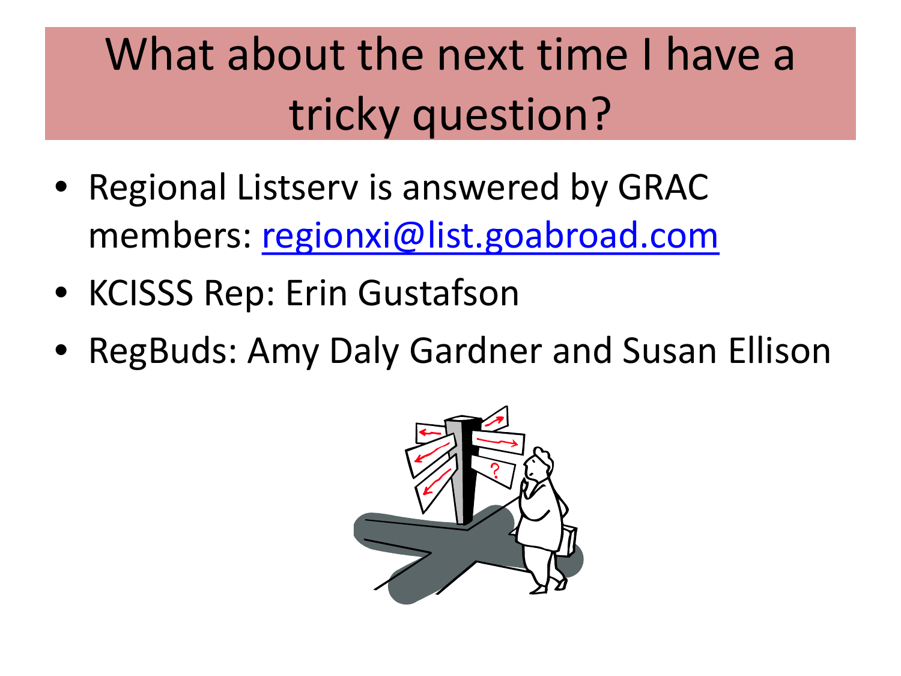# What about the next time I have a tricky question?

- Regional Listserv is answered by GRAC members: [regionxi@list.goabroad.com](mailto:regionxi@list.goabroad.com)
- KCISSS Rep: Erin Gustafson
- RegBuds: Amy Daly Gardner and Susan Ellison